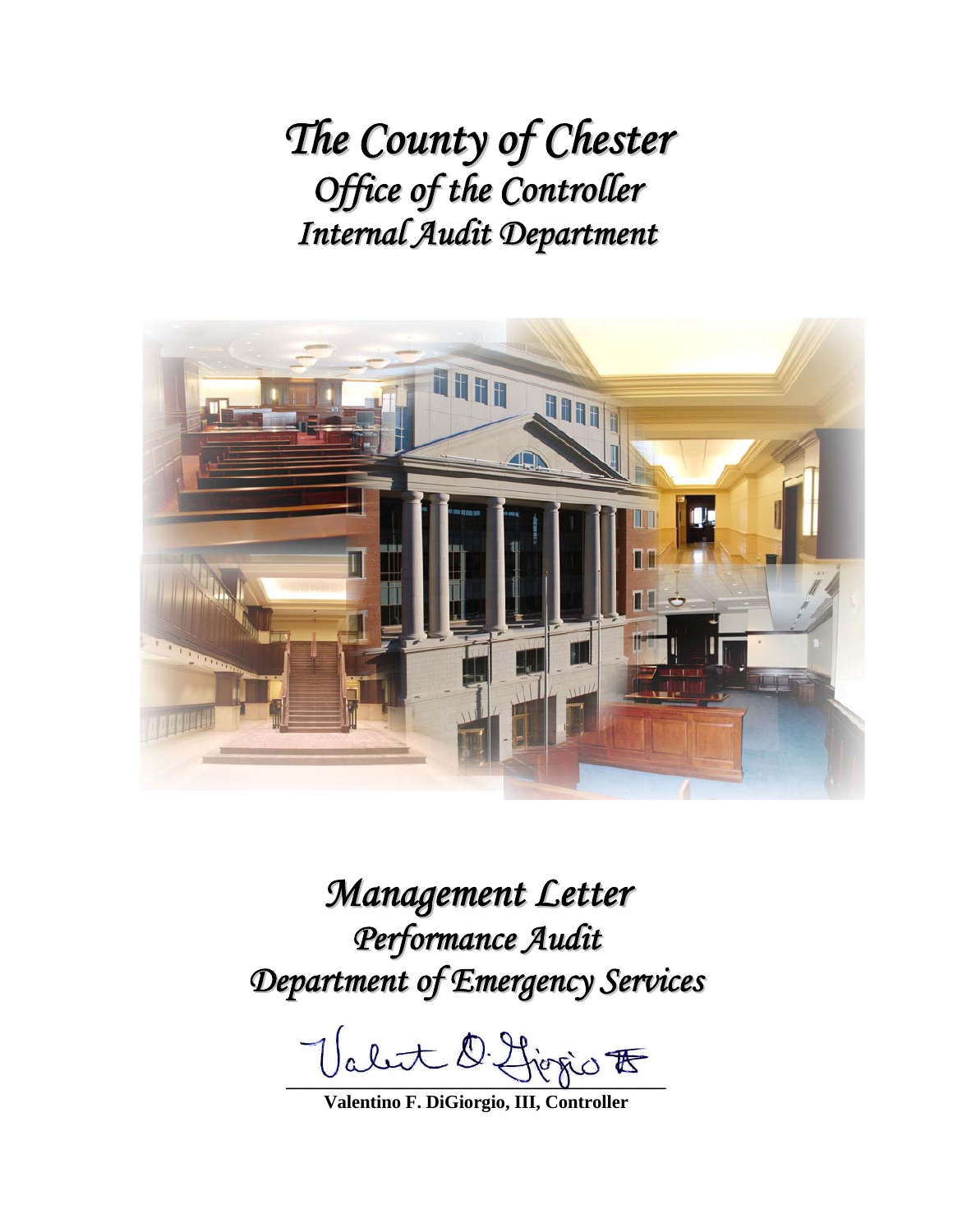# *The County of Chester*
## *Office of the Controller*
## *Internal Audit Department*

# *Management Letter*
## *Performance Audit*
## *Department of Emergency Services*

**Valentino F. DiGiorgio, III, Controller**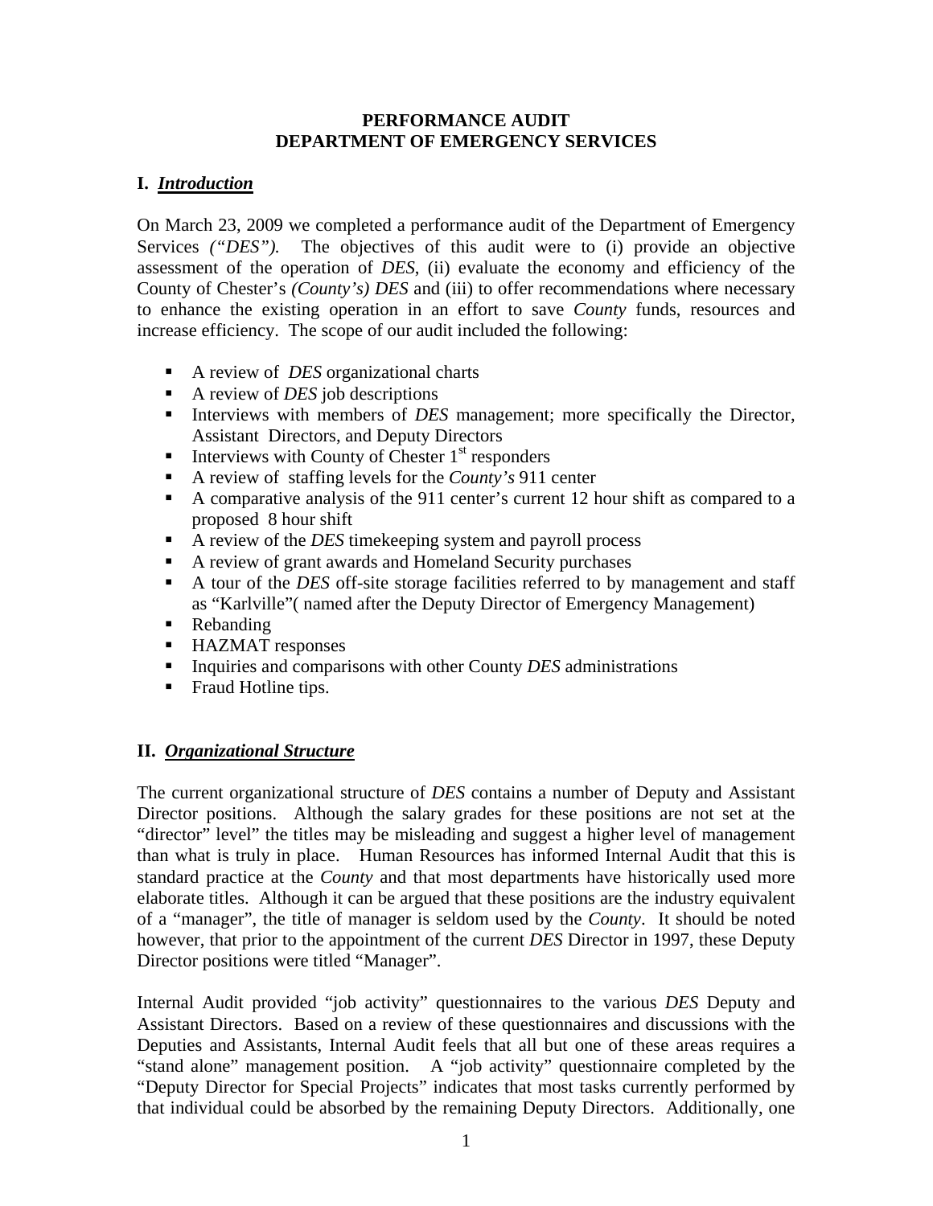# PERFORMANCE AUDIT
# DEPARTMENT OF EMERGENCY SERVICES

## I. *Introduction*

On March 23, 2009 we completed a performance audit of the Department of Emergency Services *("DES").* The objectives of this audit were to (i) provide an objective assessment of the operation of *DES*, (ii) evaluate the economy and efficiency of the County of Chester's *(County's) DES* and (iii) to offer recommendations where necessary to enhance the existing operation in an effort to save *County* funds, resources and increase efficiency. The scope of our audit included the following:

- A review of *DES* organizational charts
- A review of *DES* job descriptions
- Interviews with members of *DES* management; more specifically the Director, Assistant Directors, and Deputy Directors
- Interviews with County of Chester 1st responders
- A review of staffing levels for the *County's* 911 center
- A comparative analysis of the 911 center's current 12 hour shift as compared to a proposed 8 hour shift
- A review of the *DES* timekeeping system and payroll process
- A review of grant awards and Homeland Security purchases
- A tour of the *DES* off-site storage facilities referred to by management and staff as "Karlville"( named after the Deputy Director of Emergency Management)
- Rebanding
- HAZMAT responses
- Inquiries and comparisons with other County *DES* administrations
- Fraud Hotline tips.

## II. *Organizational Structure*

The current organizational structure of *DES* contains a number of Deputy and Assistant Director positions. Although the salary grades for these positions are not set at the "director" level" the titles may be misleading and suggest a higher level of management than what is truly in place. Human Resources has informed Internal Audit that this is standard practice at the *County* and that most departments have historically used more elaborate titles. Although it can be argued that these positions are the industry equivalent of a "manager", the title of manager is seldom used by the *County*. It should be noted however, that prior to the appointment of the current *DES* Director in 1997, these Deputy Director positions were titled "Manager".

Internal Audit provided "job activity" questionnaires to the various *DES* Deputy and Assistant Directors. Based on a review of these questionnaires and discussions with the Deputies and Assistants, Internal Audit feels that all but one of these areas requires a "stand alone" management position. A "job activity" questionnaire completed by the "Deputy Director for Special Projects" indicates that most tasks currently performed by that individual could be absorbed by the remaining Deputy Directors. Additionally, one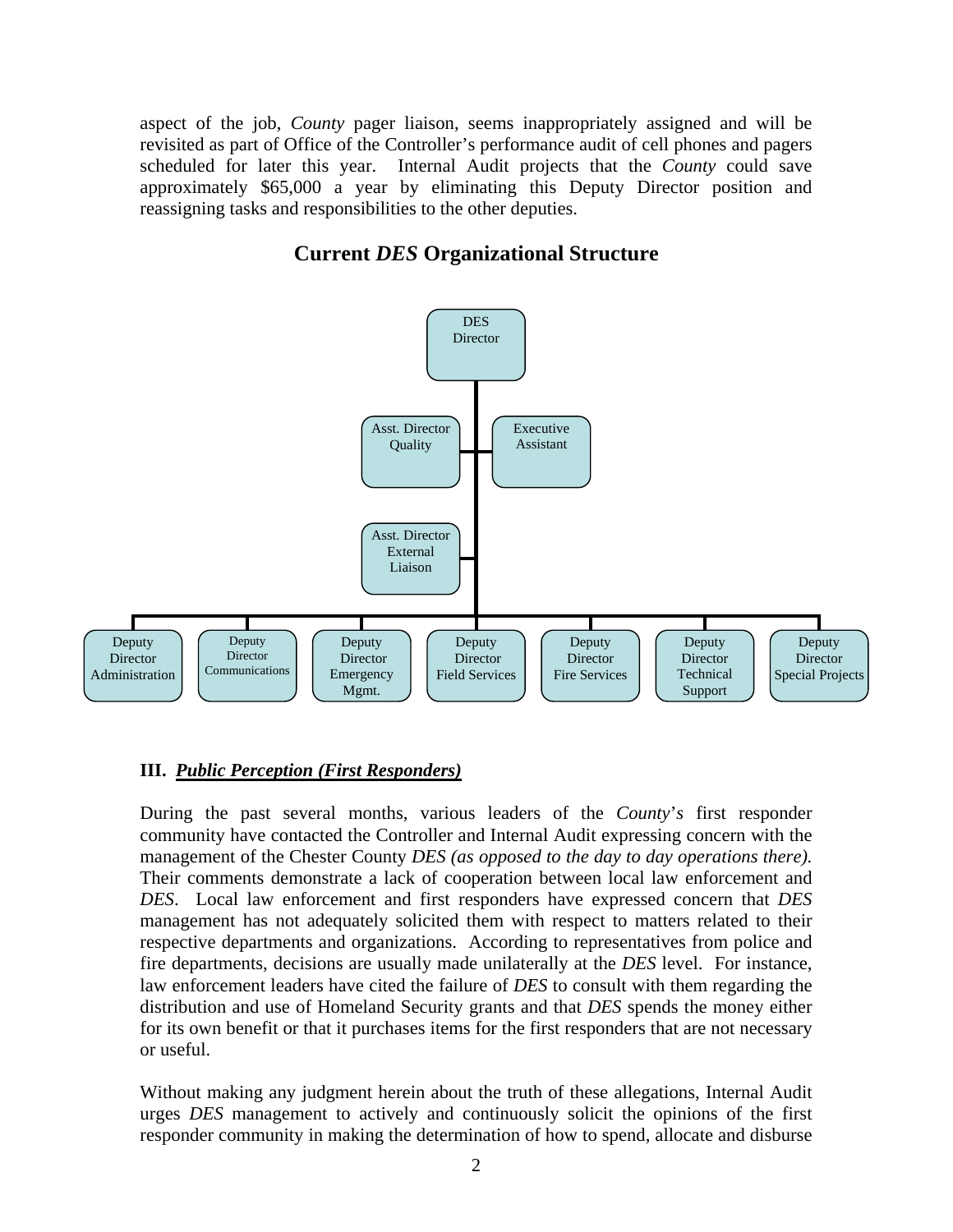aspect of the job, *County* pager liaison, seems inappropriately assigned and will be revisited as part of Office of the Controller's performance audit of cell phones and pagers scheduled for later this year. Internal Audit projects that the *County* could save approximately $65,000 a year by eliminating this Deputy Director position and reassigning tasks and responsibilities to the other deputies.

## Current *DES* Organizational Structure

- DES Director
  - Asst. Director Quality
  - Executive Assistant
  - Asst. Director External Liaison
  - Deputy Director Administration
  - Deputy Director Communications
  - Deputy Director Emergency Mgmt.
  - Deputy Director Field Services
  - Deputy Director Fire Services
  - Deputy Director Technical Support
  - Deputy Director Special Projects

**III. _*Public Perception (First Responders)*_**

During the past several months, various leaders of the *County's* first responder community have contacted the Controller and Internal Audit expressing concern with the management of the Chester County *DES (as opposed to the day to day operations there).* Their comments demonstrate a lack of cooperation between local law enforcement and *DES*. Local law enforcement and first responders have expressed concern that *DES* management has not adequately solicited them with respect to matters related to their respective departments and organizations. According to representatives from police and fire departments, decisions are usually made unilaterally at the *DES* level. For instance, law enforcement leaders have cited the failure of *DES* to consult with them regarding the distribution and use of Homeland Security grants and that *DES* spends the money either for its own benefit or that it purchases items for the first responders that are not necessary or useful.

Without making any judgment herein about the truth of these allegations, Internal Audit urges *DES* management to actively and continuously solicit the opinions of the first responder community in making the determination of how to spend, allocate and disburse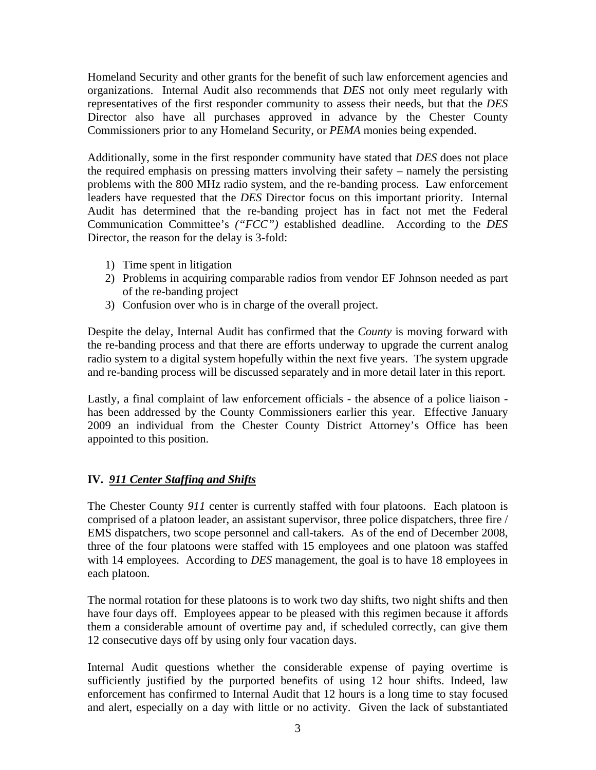Homeland Security and other grants for the benefit of such law enforcement agencies and organizations. Internal Audit also recommends that *DES* not only meet regularly with representatives of the first responder community to assess their needs, but that the *DES* Director also have all purchases approved in advance by the Chester County Commissioners prior to any Homeland Security, or *PEMA* monies being expended.

Additionally, some in the first responder community have stated that *DES* does not place the required emphasis on pressing matters involving their safety – namely the persisting problems with the 800 MHz radio system, and the re-banding process. Law enforcement leaders have requested that the *DES* Director focus on this important priority. Internal Audit has determined that the re-banding project has in fact not met the Federal Communication Committee's *("FCC")* established deadline. According to the *DES* Director, the reason for the delay is 3-fold:

1) Time spent in litigation
2) Problems in acquiring comparable radios from vendor EF Johnson needed as part of the re-banding project
3) Confusion over who is in charge of the overall project.

Despite the delay, Internal Audit has confirmed that the *County* is moving forward with the re-banding process and that there are efforts underway to upgrade the current analog radio system to a digital system hopefully within the next five years. The system upgrade and re-banding process will be discussed separately and in more detail later in this report.

Lastly, a final complaint of law enforcement officials - the absence of a police liaison - has been addressed by the County Commissioners earlier this year. Effective January 2009 an individual from the Chester County District Attorney's Office has been appointed to this position.

## IV. *911 Center Staffing and Shifts*

The Chester County *911* center is currently staffed with four platoons. Each platoon is comprised of a platoon leader, an assistant supervisor, three police dispatchers, three fire / EMS dispatchers, two scope personnel and call-takers. As of the end of December 2008, three of the four platoons were staffed with 15 employees and one platoon was staffed with 14 employees. According to *DES* management, the goal is to have 18 employees in each platoon.

The normal rotation for these platoons is to work two day shifts, two night shifts and then have four days off. Employees appear to be pleased with this regimen because it affords them a considerable amount of overtime pay and, if scheduled correctly, can give them 12 consecutive days off by using only four vacation days.

Internal Audit questions whether the considerable expense of paying overtime is sufficiently justified by the purported benefits of using 12 hour shifts. Indeed, law enforcement has confirmed to Internal Audit that 12 hours is a long time to stay focused and alert, especially on a day with little or no activity. Given the lack of substantiated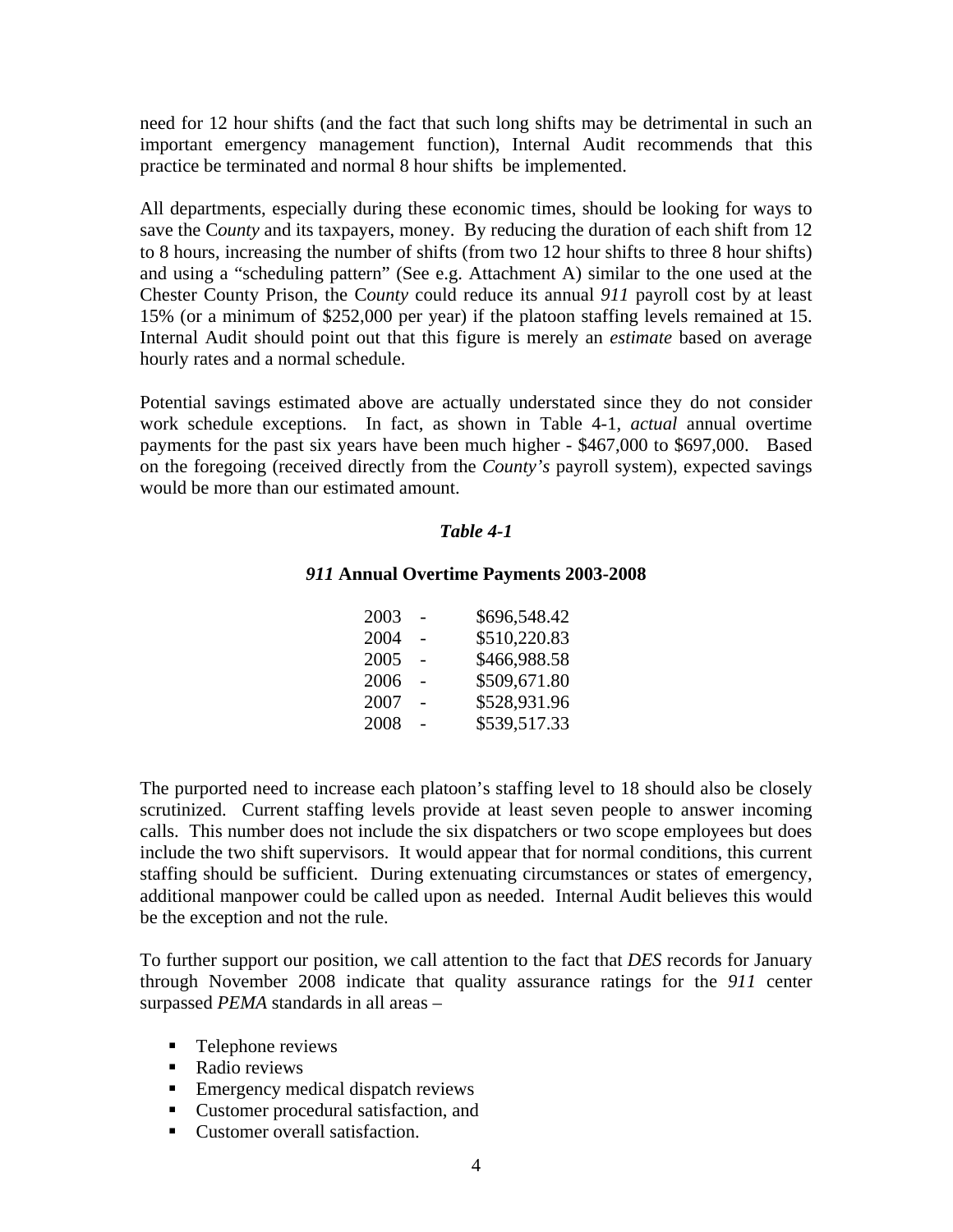need for 12 hour shifts (and the fact that such long shifts may be detrimental in such an important emergency management function), Internal Audit recommends that this practice be terminated and normal 8 hour shifts be implemented.

All departments, especially during these economic times, should be looking for ways to save the C*ounty* and its taxpayers, money. By reducing the duration of each shift from 12 to 8 hours, increasing the number of shifts (from two 12 hour shifts to three 8 hour shifts) and using a "scheduling pattern" (See e.g. Attachment A) similar to the one used at the Chester County Prison, the C*ounty* could reduce its annual *911* payroll cost by at least 15% (or a minimum of $252,000 per year) if the platoon staffing levels remained at 15. Internal Audit should point out that this figure is merely an *estimate* based on average hourly rates and a normal schedule.

Potential savings estimated above are actually understated since they do not consider work schedule exceptions. In fact, as shown in Table 4-1, *actual* annual overtime payments for the past six years have been much higher - $467,000 to $697,000. Based on the foregoing (received directly from the *County's* payroll system), expected savings would be more than our estimated amount.

***Table 4-1***

***911* Annual Overtime Payments 2003-2008**

| Year | | Amount |
|---|---|---|
| 2003 | - | $696,548.42 |
| 2004 | - | $510,220.83 |
| 2005 | - | $466,988.58 |
| 2006 | - | $509,671.80 |
| 2007 | - | $528,931.96 |
| 2008 | - | $539,517.33 |

The purported need to increase each platoon's staffing level to 18 should also be closely scrutinized. Current staffing levels provide at least seven people to answer incoming calls. This number does not include the six dispatchers or two scope employees but does include the two shift supervisors. It would appear that for normal conditions, this current staffing should be sufficient. During extenuating circumstances or states of emergency, additional manpower could be called upon as needed. Internal Audit believes this would be the exception and not the rule.

To further support our position, we call attention to the fact that *DES* records for January through November 2008 indicate that quality assurance ratings for the *911* center surpassed *PEMA* standards in all areas –

- Telephone reviews
- Radio reviews
- Emergency medical dispatch reviews
- Customer procedural satisfaction, and
- Customer overall satisfaction.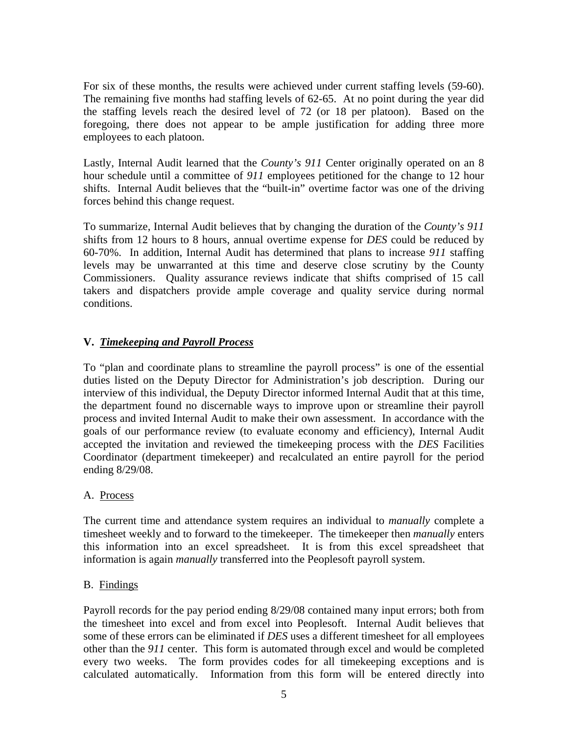For six of these months, the results were achieved under current staffing levels (59-60). The remaining five months had staffing levels of 62-65. At no point during the year did the staffing levels reach the desired level of 72 (or 18 per platoon). Based on the foregoing, there does not appear to be ample justification for adding three more employees to each platoon.

Lastly, Internal Audit learned that the *County's 911* Center originally operated on an 8 hour schedule until a committee of *911* employees petitioned for the change to 12 hour shifts. Internal Audit believes that the "built-in" overtime factor was one of the driving forces behind this change request.

To summarize, Internal Audit believes that by changing the duration of the *County's 911* shifts from 12 hours to 8 hours, annual overtime expense for *DES* could be reduced by 60-70%. In addition, Internal Audit has determined that plans to increase *911* staffing levels may be unwarranted at this time and deserve close scrutiny by the County Commissioners. Quality assurance reviews indicate that shifts comprised of 15 call takers and dispatchers provide ample coverage and quality service during normal conditions.

## V. ***Timekeeping and Payroll Process***

To "plan and coordinate plans to streamline the payroll process" is one of the essential duties listed on the Deputy Director for Administration's job description. During our interview of this individual, the Deputy Director informed Internal Audit that at this time, the department found no discernable ways to improve upon or streamline their payroll process and invited Internal Audit to make their own assessment. In accordance with the goals of our performance review (to evaluate economy and efficiency), Internal Audit accepted the invitation and reviewed the timekeeping process with the *DES* Facilities Coordinator (department timekeeper) and recalculated an entire payroll for the period ending 8/29/08.

### A. Process

The current time and attendance system requires an individual to *manually* complete a timesheet weekly and to forward to the timekeeper. The timekeeper then *manually* enters this information into an excel spreadsheet. It is from this excel spreadsheet that information is again *manually* transferred into the Peoplesoft payroll system.

### B. Findings

Payroll records for the pay period ending 8/29/08 contained many input errors; both from the timesheet into excel and from excel into Peoplesoft. Internal Audit believes that some of these errors can be eliminated if *DES* uses a different timesheet for all employees other than the *911* center. This form is automated through excel and would be completed every two weeks. The form provides codes for all timekeeping exceptions and is calculated automatically. Information from this form will be entered directly into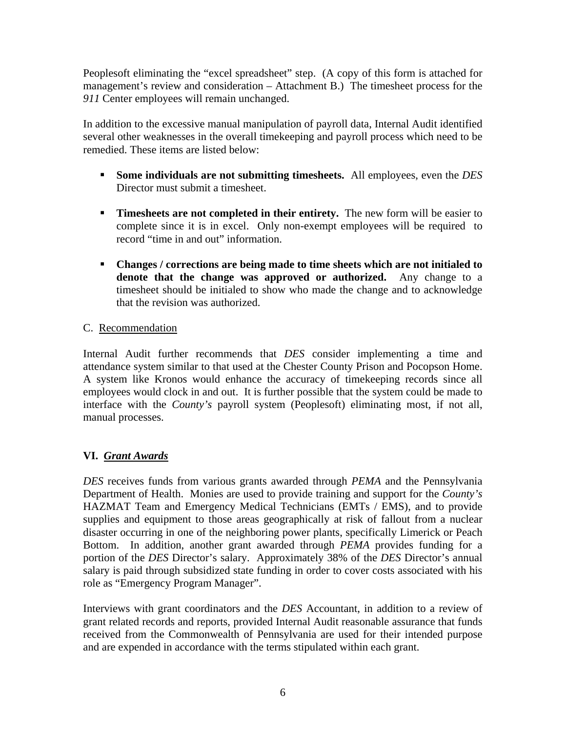Peoplesoft eliminating the "excel spreadsheet" step. (A copy of this form is attached for management's review and consideration – Attachment B.) The timesheet process for the *911* Center employees will remain unchanged.

In addition to the excessive manual manipulation of payroll data, Internal Audit identified several other weaknesses in the overall timekeeping and payroll process which need to be remedied. These items are listed below:

- **Some individuals are not submitting timesheets.** All employees, even the *DES* Director must submit a timesheet.
- **Timesheets are not completed in their entirety.** The new form will be easier to complete since it is in excel. Only non-exempt employees will be required to record "time in and out" information.
- **Changes / corrections are being made to time sheets which are not initialed to denote that the change was approved or authorized.** Any change to a timesheet should be initialed to show who made the change and to acknowledge that the revision was authorized.

C. Recommendation

Internal Audit further recommends that *DES* consider implementing a time and attendance system similar to that used at the Chester County Prison and Pocopson Home. A system like Kronos would enhance the accuracy of timekeeping records since all employees would clock in and out. It is further possible that the system could be made to interface with the *County's* payroll system (Peoplesoft) eliminating most, if not all, manual processes.

## VI. *Grant Awards*

*DES* receives funds from various grants awarded through *PEMA* and the Pennsylvania Department of Health. Monies are used to provide training and support for the *County's* HAZMAT Team and Emergency Medical Technicians (EMTs / EMS), and to provide supplies and equipment to those areas geographically at risk of fallout from a nuclear disaster occurring in one of the neighboring power plants, specifically Limerick or Peach Bottom. In addition, another grant awarded through *PEMA* provides funding for a portion of the *DES* Director's salary. Approximately 38% of the *DES* Director's annual salary is paid through subsidized state funding in order to cover costs associated with his role as "Emergency Program Manager".

Interviews with grant coordinators and the *DES* Accountant, in addition to a review of grant related records and reports, provided Internal Audit reasonable assurance that funds received from the Commonwealth of Pennsylvania are used for their intended purpose and are expended in accordance with the terms stipulated within each grant.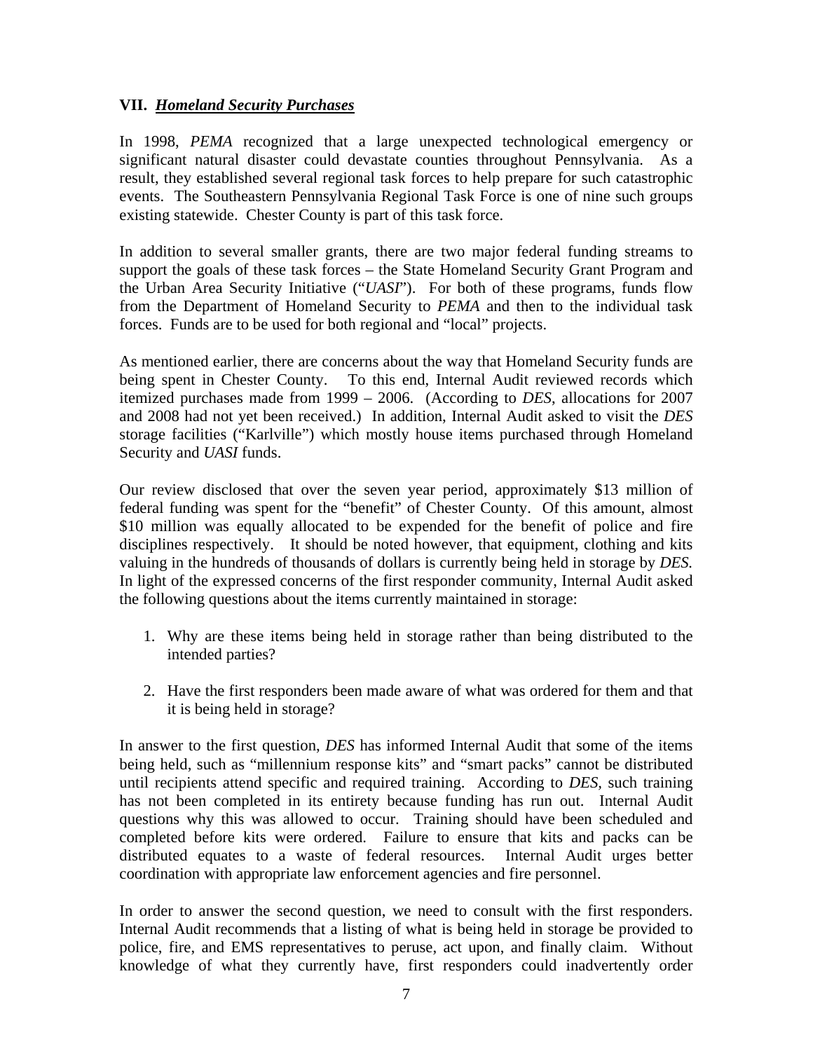## VII. ***Homeland Security Purchases***

In 1998, *PEMA* recognized that a large unexpected technological emergency or significant natural disaster could devastate counties throughout Pennsylvania. As a result, they established several regional task forces to help prepare for such catastrophic events. The Southeastern Pennsylvania Regional Task Force is one of nine such groups existing statewide. Chester County is part of this task force.

In addition to several smaller grants, there are two major federal funding streams to support the goals of these task forces – the State Homeland Security Grant Program and the Urban Area Security Initiative ("*UASI*"). For both of these programs, funds flow from the Department of Homeland Security to *PEMA* and then to the individual task forces. Funds are to be used for both regional and "local" projects.

As mentioned earlier, there are concerns about the way that Homeland Security funds are being spent in Chester County. To this end, Internal Audit reviewed records which itemized purchases made from 1999 – 2006. (According to *DES*, allocations for 2007 and 2008 had not yet been received.) In addition, Internal Audit asked to visit the *DES* storage facilities ("Karlville") which mostly house items purchased through Homeland Security and *UASI* funds.

Our review disclosed that over the seven year period, approximately $13 million of federal funding was spent for the "benefit" of Chester County. Of this amount, almost $10 million was equally allocated to be expended for the benefit of police and fire disciplines respectively. It should be noted however, that equipment, clothing and kits valuing in the hundreds of thousands of dollars is currently being held in storage by *DES*. In light of the expressed concerns of the first responder community, Internal Audit asked the following questions about the items currently maintained in storage:

1. Why are these items being held in storage rather than being distributed to the intended parties?
2. Have the first responders been made aware of what was ordered for them and that it is being held in storage?

In answer to the first question, *DES* has informed Internal Audit that some of the items being held, such as "millennium response kits" and "smart packs" cannot be distributed until recipients attend specific and required training. According to *DES,* such training has not been completed in its entirety because funding has run out. Internal Audit questions why this was allowed to occur. Training should have been scheduled and completed before kits were ordered. Failure to ensure that kits and packs can be distributed equates to a waste of federal resources. Internal Audit urges better coordination with appropriate law enforcement agencies and fire personnel.

In order to answer the second question, we need to consult with the first responders. Internal Audit recommends that a listing of what is being held in storage be provided to police, fire, and EMS representatives to peruse, act upon, and finally claim. Without knowledge of what they currently have, first responders could inadvertently order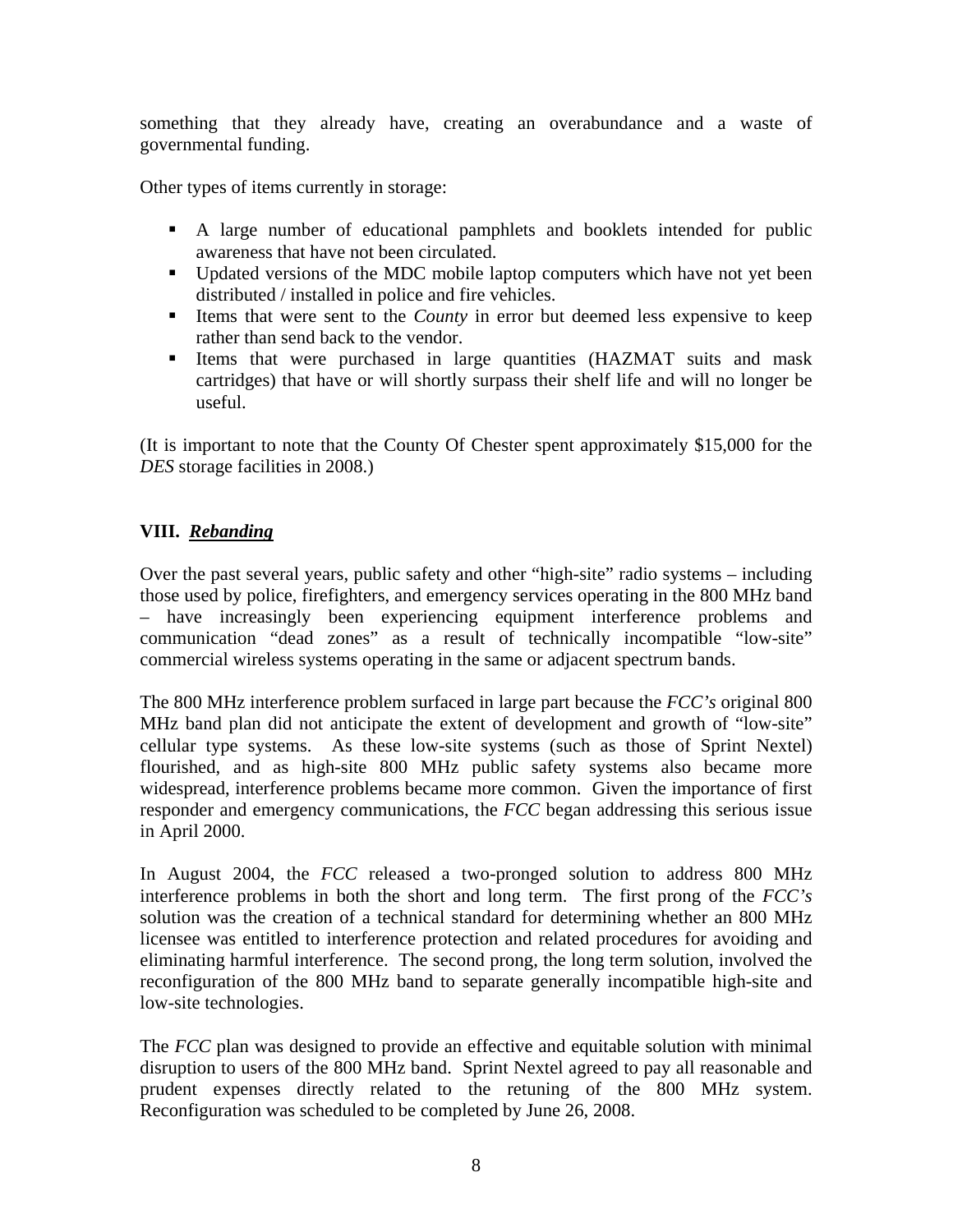something that they already have, creating an overabundance and a waste of governmental funding.

Other types of items currently in storage:

- A large number of educational pamphlets and booklets intended for public awareness that have not been circulated.
- Updated versions of the MDC mobile laptop computers which have not yet been distributed / installed in police and fire vehicles.
- Items that were sent to the *County* in error but deemed less expensive to keep rather than send back to the vendor.
- Items that were purchased in large quantities (HAZMAT suits and mask cartridges) that have or will shortly surpass their shelf life and will no longer be useful.

(It is important to note that the County Of Chester spent approximately $15,000 for the *DES* storage facilities in 2008.)

## VIII. ***Rebanding***

Over the past several years, public safety and other "high-site" radio systems – including those used by police, firefighters, and emergency services operating in the 800 MHz band – have increasingly been experiencing equipment interference problems and communication "dead zones" as a result of technically incompatible "low-site" commercial wireless systems operating in the same or adjacent spectrum bands.

The 800 MHz interference problem surfaced in large part because the *FCC's* original 800 MHz band plan did not anticipate the extent of development and growth of "low-site" cellular type systems. As these low-site systems (such as those of Sprint Nextel) flourished, and as high-site 800 MHz public safety systems also became more widespread, interference problems became more common. Given the importance of first responder and emergency communications, the *FCC* began addressing this serious issue in April 2000.

In August 2004, the *FCC* released a two-pronged solution to address 800 MHz interference problems in both the short and long term. The first prong of the *FCC's* solution was the creation of a technical standard for determining whether an 800 MHz licensee was entitled to interference protection and related procedures for avoiding and eliminating harmful interference. The second prong, the long term solution, involved the reconfiguration of the 800 MHz band to separate generally incompatible high-site and low-site technologies.

The *FCC* plan was designed to provide an effective and equitable solution with minimal disruption to users of the 800 MHz band. Sprint Nextel agreed to pay all reasonable and prudent expenses directly related to the retuning of the 800 MHz system. Reconfiguration was scheduled to be completed by June 26, 2008.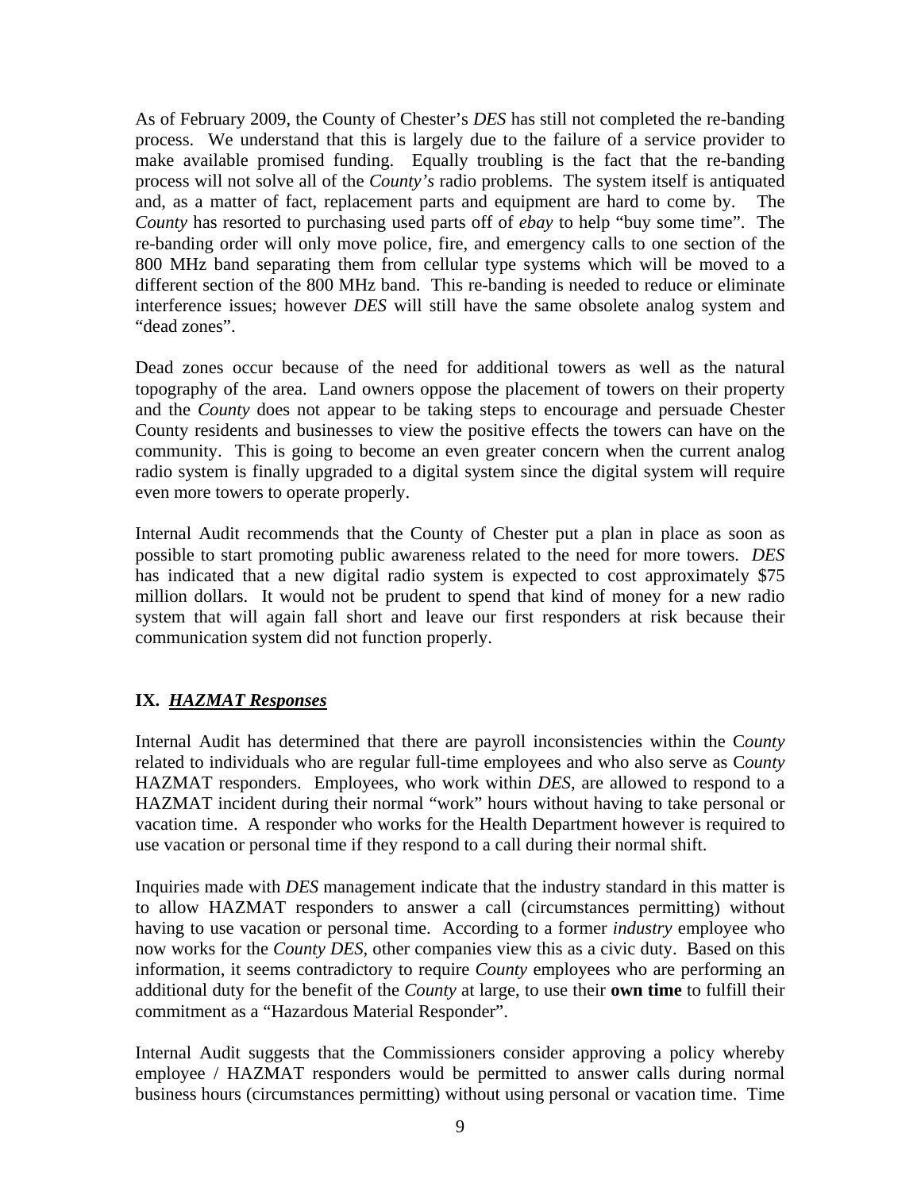As of February 2009, the County of Chester's *DES* has still not completed the re-banding process. We understand that this is largely due to the failure of a service provider to make available promised funding. Equally troubling is the fact that the re-banding process will not solve all of the *County's* radio problems. The system itself is antiquated and, as a matter of fact, replacement parts and equipment are hard to come by. The *County* has resorted to purchasing used parts off of *ebay* to help "buy some time". The re-banding order will only move police, fire, and emergency calls to one section of the 800 MHz band separating them from cellular type systems which will be moved to a different section of the 800 MHz band. This re-banding is needed to reduce or eliminate interference issues; however *DES* will still have the same obsolete analog system and "dead zones".

Dead zones occur because of the need for additional towers as well as the natural topography of the area. Land owners oppose the placement of towers on their property and the *County* does not appear to be taking steps to encourage and persuade Chester County residents and businesses to view the positive effects the towers can have on the community. This is going to become an even greater concern when the current analog radio system is finally upgraded to a digital system since the digital system will require even more towers to operate properly.

Internal Audit recommends that the County of Chester put a plan in place as soon as possible to start promoting public awareness related to the need for more towers. *DES* has indicated that a new digital radio system is expected to cost approximately $75 million dollars. It would not be prudent to spend that kind of money for a new radio system that will again fall short and leave our first responders at risk because their communication system did not function properly.

## IX. ***HAZMAT Responses***

Internal Audit has determined that there are payroll inconsistencies within the C*ounty* related to individuals who are regular full-time employees and who also serve as C*ounty* HAZMAT responders. Employees, who work within *DES*, are allowed to respond to a HAZMAT incident during their normal "work" hours without having to take personal or vacation time. A responder who works for the Health Department however is required to use vacation or personal time if they respond to a call during their normal shift.

Inquiries made with *DES* management indicate that the industry standard in this matter is to allow HAZMAT responders to answer a call (circumstances permitting) without having to use vacation or personal time. According to a former *industry* employee who now works for the *County DES*, other companies view this as a civic duty. Based on this information, it seems contradictory to require *County* employees who are performing an additional duty for the benefit of the *County* at large, to use their **own time** to fulfill their commitment as a "Hazardous Material Responder".

Internal Audit suggests that the Commissioners consider approving a policy whereby employee / HAZMAT responders would be permitted to answer calls during normal business hours (circumstances permitting) without using personal or vacation time. Time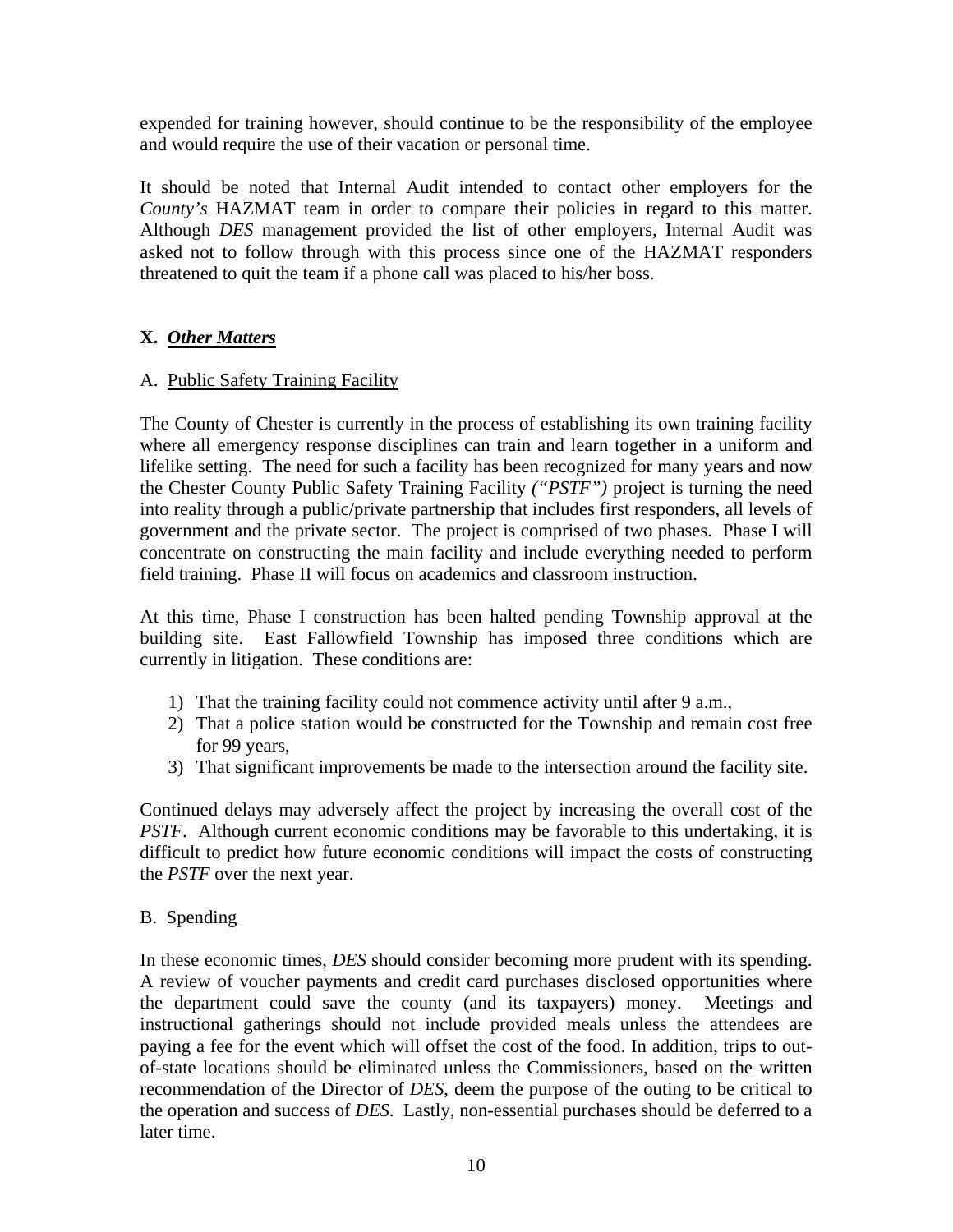expended for training however, should continue to be the responsibility of the employee and would require the use of their vacation or personal time.

It should be noted that Internal Audit intended to contact other employers for the *County's* HAZMAT team in order to compare their policies in regard to this matter. Although *DES* management provided the list of other employers, Internal Audit was asked not to follow through with this process since one of the HAZMAT responders threatened to quit the team if a phone call was placed to his/her boss.

## X. *Other Matters*

### A. Public Safety Training Facility

The County of Chester is currently in the process of establishing its own training facility where all emergency response disciplines can train and learn together in a uniform and lifelike setting. The need for such a facility has been recognized for many years and now the Chester County Public Safety Training Facility *("PSTF")* project is turning the need into reality through a public/private partnership that includes first responders, all levels of government and the private sector. The project is comprised of two phases. Phase I will concentrate on constructing the main facility and include everything needed to perform field training. Phase II will focus on academics and classroom instruction.

At this time, Phase I construction has been halted pending Township approval at the building site. East Fallowfield Township has imposed three conditions which are currently in litigation. These conditions are:

1) That the training facility could not commence activity until after 9 a.m.,
2) That a police station would be constructed for the Township and remain cost free for 99 years,
3) That significant improvements be made to the intersection around the facility site.

Continued delays may adversely affect the project by increasing the overall cost of the *PSTF*. Although current economic conditions may be favorable to this undertaking, it is difficult to predict how future economic conditions will impact the costs of constructing the *PSTF* over the next year.

### B. Spending

In these economic times, *DES* should consider becoming more prudent with its spending. A review of voucher payments and credit card purchases disclosed opportunities where the department could save the county (and its taxpayers) money. Meetings and instructional gatherings should not include provided meals unless the attendees are paying a fee for the event which will offset the cost of the food. In addition, trips to out-of-state locations should be eliminated unless the Commissioners, based on the written recommendation of the Director of *DES*, deem the purpose of the outing to be critical to the operation and success of *DES*. Lastly, non-essential purchases should be deferred to a later time.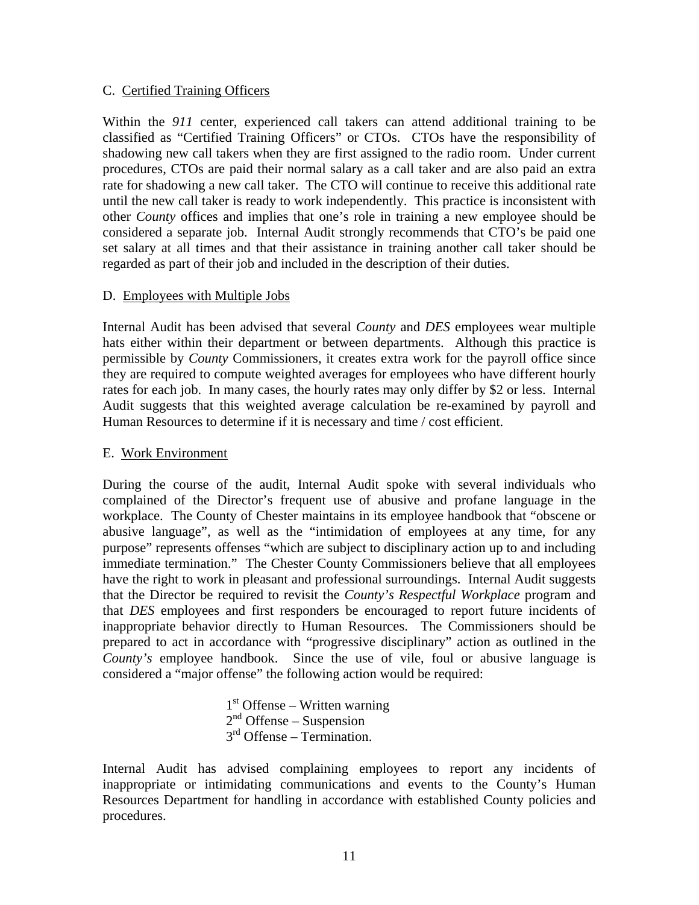### C. Certified Training Officers

Within the *911* center, experienced call takers can attend additional training to be classified as "Certified Training Officers" or CTOs. CTOs have the responsibility of shadowing new call takers when they are first assigned to the radio room. Under current procedures, CTOs are paid their normal salary as a call taker and are also paid an extra rate for shadowing a new call taker. The CTO will continue to receive this additional rate until the new call taker is ready to work independently. This practice is inconsistent with other *County* offices and implies that one's role in training a new employee should be considered a separate job. Internal Audit strongly recommends that CTO's be paid one set salary at all times and that their assistance in training another call taker should be regarded as part of their job and included in the description of their duties.

### D. Employees with Multiple Jobs

Internal Audit has been advised that several *County* and *DES* employees wear multiple hats either within their department or between departments. Although this practice is permissible by *County* Commissioners, it creates extra work for the payroll office since they are required to compute weighted averages for employees who have different hourly rates for each job. In many cases, the hourly rates may only differ by $2 or less. Internal Audit suggests that this weighted average calculation be re-examined by payroll and Human Resources to determine if it is necessary and time / cost efficient.

### E. Work Environment

During the course of the audit, Internal Audit spoke with several individuals who complained of the Director's frequent use of abusive and profane language in the workplace. The County of Chester maintains in its employee handbook that "obscene or abusive language", as well as the "intimidation of employees at any time, for any purpose" represents offenses "which are subject to disciplinary action up to and including immediate termination." The Chester County Commissioners believe that all employees have the right to work in pleasant and professional surroundings. Internal Audit suggests that the Director be required to revisit the *County's Respectful Workplace* program and that *DES* employees and first responders be encouraged to report future incidents of inappropriate behavior directly to Human Resources. The Commissioners should be prepared to act in accordance with "progressive disciplinary" action as outlined in the *County's* employee handbook. Since the use of vile, foul or abusive language is considered a "major offense" the following action would be required:

1st Offense – Written warning
2nd Offense – Suspension
3rd Offense – Termination.

Internal Audit has advised complaining employees to report any incidents of inappropriate or intimidating communications and events to the County's Human Resources Department for handling in accordance with established County policies and procedures.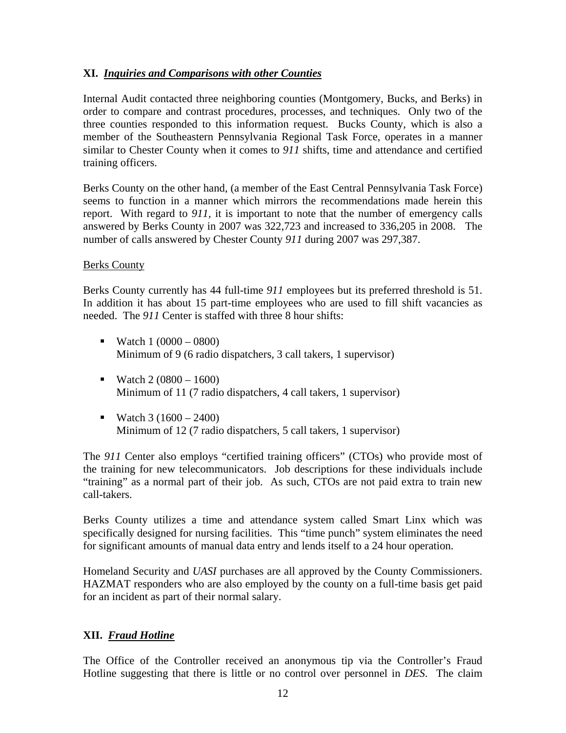## XI. ***Inquiries and Comparisons with other Counties***

Internal Audit contacted three neighboring counties (Montgomery, Bucks, and Berks) in order to compare and contrast procedures, processes, and techniques. Only two of the three counties responded to this information request. Bucks County, which is also a member of the Southeastern Pennsylvania Regional Task Force, operates in a manner similar to Chester County when it comes to *911* shifts, time and attendance and certified training officers.

Berks County on the other hand, (a member of the East Central Pennsylvania Task Force) seems to function in a manner which mirrors the recommendations made herein this report. With regard to *911,* it is important to note that the number of emergency calls answered by Berks County in 2007 was 322,723 and increased to 336,205 in 2008. The number of calls answered by Chester County *911* during 2007 was 297,387.

<u>Berks County</u>

Berks County currently has 44 full-time *911* employees but its preferred threshold is 51. In addition it has about 15 part-time employees who are used to fill shift vacancies as needed. The *911* Center is staffed with three 8 hour shifts:

- Watch 1 (0000 – 0800)
  Minimum of 9 (6 radio dispatchers, 3 call takers, 1 supervisor)
- Watch 2 (0800 – 1600)
  Minimum of 11 (7 radio dispatchers, 4 call takers, 1 supervisor)
- Watch 3 (1600 – 2400)
  Minimum of 12 (7 radio dispatchers, 5 call takers, 1 supervisor)

The *911* Center also employs "certified training officers" (CTOs) who provide most of the training for new telecommunicators. Job descriptions for these individuals include "training" as a normal part of their job. As such, CTOs are not paid extra to train new call-takers.

Berks County utilizes a time and attendance system called Smart Linx which was specifically designed for nursing facilities. This "time punch" system eliminates the need for significant amounts of manual data entry and lends itself to a 24 hour operation.

Homeland Security and *UASI* purchases are all approved by the County Commissioners. HAZMAT responders who are also employed by the county on a full-time basis get paid for an incident as part of their normal salary.

## XII. ***Fraud Hotline***

The Office of the Controller received an anonymous tip via the Controller's Fraud Hotline suggesting that there is little or no control over personnel in *DES.* The claim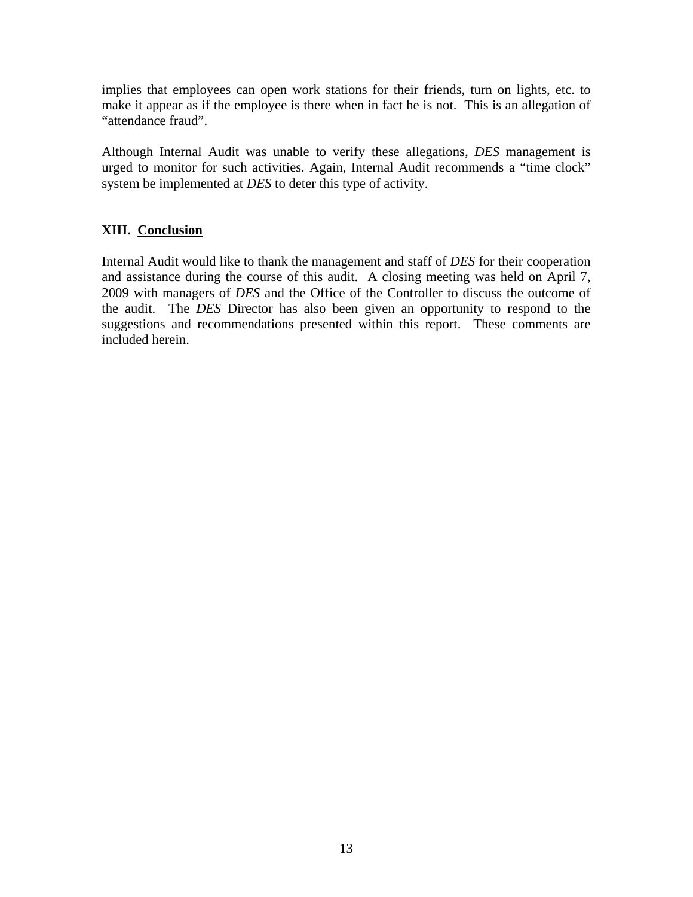implies that employees can open work stations for their friends, turn on lights, etc. to make it appear as if the employee is there when in fact he is not. This is an allegation of "attendance fraud".

Although Internal Audit was unable to verify these allegations, *DES* management is urged to monitor for such activities. Again, Internal Audit recommends a "time clock" system be implemented at *DES* to deter this type of activity.

## XIII. Conclusion

Internal Audit would like to thank the management and staff of *DES* for their cooperation and assistance during the course of this audit. A closing meeting was held on April 7, 2009 with managers of *DES* and the Office of the Controller to discuss the outcome of the audit. The *DES* Director has also been given an opportunity to respond to the suggestions and recommendations presented within this report. These comments are included herein.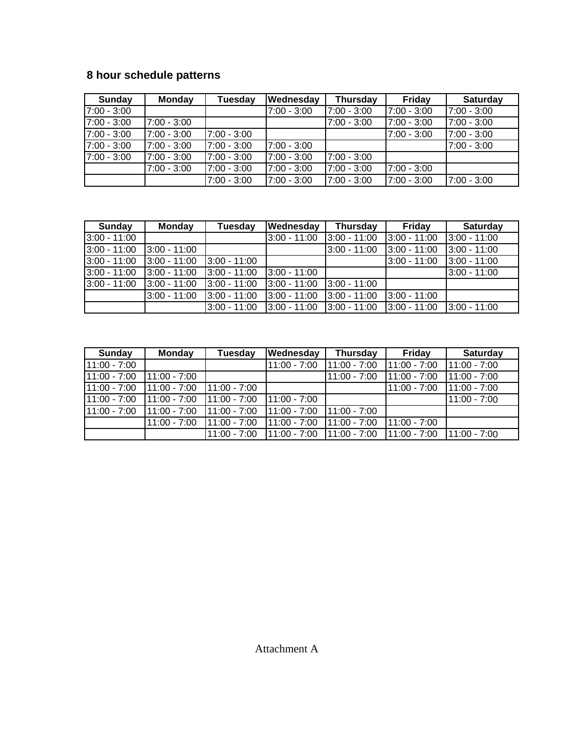## 8 hour schedule patterns

| Sunday | Monday | Tuesday | Wednesday | Thursday | Friday | Saturday |
|---|---|---|---|---|---|---|
| 7:00 - 3:00 | | | 7:00 - 3:00 | 7:00 - 3:00 | 7:00 - 3:00 | 7:00 - 3:00 |
| 7:00 - 3:00 | 7:00 - 3:00 | | | 7:00 - 3:00 | 7:00 - 3:00 | 7:00 - 3:00 |
| 7:00 - 3:00 | 7:00 - 3:00 | 7:00 - 3:00 | | | 7:00 - 3:00 | 7:00 - 3:00 |
| 7:00 - 3:00 | 7:00 - 3:00 | 7:00 - 3:00 | 7:00 - 3:00 | | | 7:00 - 3:00 |
| 7:00 - 3:00 | 7:00 - 3:00 | 7:00 - 3:00 | 7:00 - 3:00 | 7:00 - 3:00 | | |
| | 7:00 - 3:00 | 7:00 - 3:00 | 7:00 - 3:00 | 7:00 - 3:00 | 7:00 - 3:00 | |
| | | 7:00 - 3:00 | 7:00 - 3:00 | 7:00 - 3:00 | 7:00 - 3:00 | 7:00 - 3:00 |

| Sunday | Monday | Tuesday | Wednesday | Thursday | Friday | Saturday |
|---|---|---|---|---|---|---|
| 3:00 - 11:00 | | | 3:00 - 11:00 | 3:00 - 11:00 | 3:00 - 11:00 | 3:00 - 11:00 |
| 3:00 - 11:00 | 3:00 - 11:00 | | | 3:00 - 11:00 | 3:00 - 11:00 | 3:00 - 11:00 |
| 3:00 - 11:00 | 3:00 - 11:00 | 3:00 - 11:00 | | | 3:00 - 11:00 | 3:00 - 11:00 |
| 3:00 - 11:00 | 3:00 - 11:00 | 3:00 - 11:00 | 3:00 - 11:00 | | | 3:00 - 11:00 |
| 3:00 - 11:00 | 3:00 - 11:00 | 3:00 - 11:00 | 3:00 - 11:00 | 3:00 - 11:00 | | |
| | 3:00 - 11:00 | 3:00 - 11:00 | 3:00 - 11:00 | 3:00 - 11:00 | 3:00 - 11:00 | |
| | | 3:00 - 11:00 | 3:00 - 11:00 | 3:00 - 11:00 | 3:00 - 11:00 | 3:00 - 11:00 |

| Sunday | Monday | Tuesday | Wednesday | Thursday | Friday | Saturday |
|---|---|---|---|---|---|---|
| 11:00 - 7:00 | | | 11:00 - 7:00 | 11:00 - 7:00 | 11:00 - 7:00 | 11:00 - 7:00 |
| 11:00 - 7:00 | 11:00 - 7:00 | | | 11:00 - 7:00 | 11:00 - 7:00 | 11:00 - 7:00 |
| 11:00 - 7:00 | 11:00 - 7:00 | 11:00 - 7:00 | | | 11:00 - 7:00 | 11:00 - 7:00 |
| 11:00 - 7:00 | 11:00 - 7:00 | 11:00 - 7:00 | 11:00 - 7:00 | | | 11:00 - 7:00 |
| 11:00 - 7:00 | 11:00 - 7:00 | 11:00 - 7:00 | 11:00 - 7:00 | 11:00 - 7:00 | | |
| | 11:00 - 7:00 | 11:00 - 7:00 | 11:00 - 7:00 | 11:00 - 7:00 | 11:00 - 7:00 | |
| | | 11:00 - 7:00 | 11:00 - 7:00 | 11:00 - 7:00 | 11:00 - 7:00 | 11:00 - 7:00 |

Attachment A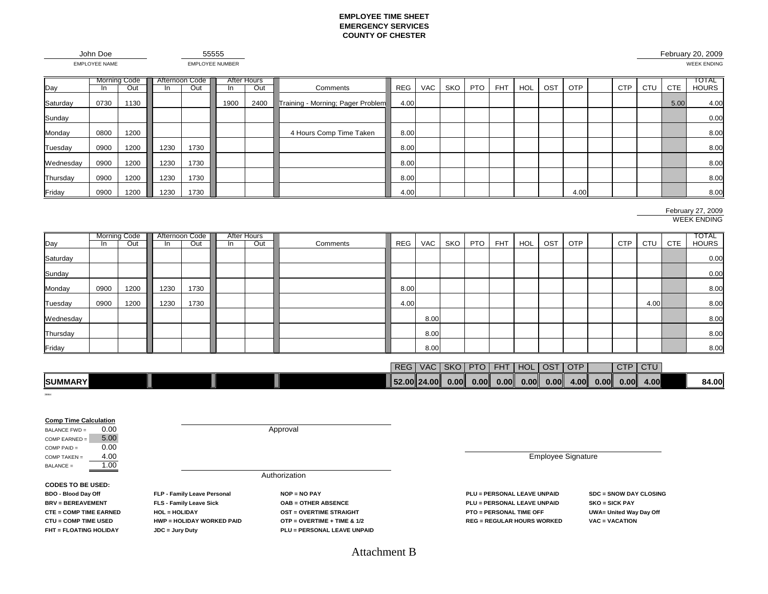**EMPLOYEE TIME SHEET**
**EMERGENCY SERVICES**
**COUNTY OF CHESTER**

| John Doe | 55555 | February 20, 2009 |
|---|---|---|
| EMPLOYEE NAME | EMPLOYEE NUMBER | WEEK ENDING |

| Day | Morning Code In | Morning Code Out | Afternoon Code In | Afternoon Code Out | After Hours In | After Hours Out | Comments | REG | VAC | SKO | PTO | FHT | HOL | OST | OTP | | CTP | CTU | CTE | TOTAL HOURS |
|---|---|---|---|---|---|---|---|---|---|---|---|---|---|---|---|---|---|---|---|---|
| Saturday | 0730 | 1130 | | | 1900 | 2400 | Training - Morning; Pager Problem | 4.00 | | | | | | | | | | | 5.00 | 4.00 |
| Sunday | | | | | | | | | | | | | | | | | | | | 0.00 |
| Monday | 0800 | 1200 | | | | | 4 Hours Comp Time Taken | 8.00 | | | | | | | | | | | | 8.00 |
| Tuesday | 0900 | 1200 | 1230 | 1730 | | | | 8.00 | | | | | | | | | | | | 8.00 |
| Wednesday | 0900 | 1200 | 1230 | 1730 | | | | 8.00 | | | | | | | | | | | | 8.00 |
| Thursday | 0900 | 1200 | 1230 | 1730 | | | | 8.00 | | | | | | | | | | | | 8.00 |
| Friday | 0900 | 1200 | 1230 | 1730 | | | | 4.00 | | | | | | | 4.00 | | | | | 8.00 |

February 27, 2009
WEEK ENDING

| Day | Morning Code In | Morning Code Out | Afternoon Code In | Afternoon Code Out | After Hours In | After Hours Out | Comments | REG | VAC | SKO | PTO | FHT | HOL | OST | OTP | | CTP | CTU | CTE | TOTAL HOURS |
|---|---|---|---|---|---|---|---|---|---|---|---|---|---|---|---|---|---|---|---|---|
| Saturday | | | | | | | | | | | | | | | | | | | | 0.00 |
| Sunday | | | | | | | | | | | | | | | | | | | | 0.00 |
| Monday | 0900 | 1200 | 1230 | 1730 | | | | 8.00 | | | | | | | | | | | | 8.00 |
| Tuesday | 0900 | 1200 | 1230 | 1730 | | | | 4.00 | | | | | | | | | | 4.00 | | 8.00 |
| Wednesday | | | | | | | | | 8.00 | | | | | | | | | | | 8.00 |
| Thursday | | | | | | | | | 8.00 | | | | | | | | | | | 8.00 |
| Friday | | | | | | | | | 8.00 | | | | | | | | | | | 8.00 |

| | REG | VAC | SKO | PTO | FHT | HOL | OST | OTP | | CTP | CTU | | |
|---|---|---|---|---|---|---|---|---|---|---|---|---|---|
| **SUMMARY** | **52.00** | **24.00** | **0.00** | **0.00** | **0.00** | **0.00** | **0.00** | **4.00** | **0.00** | **0.00** | **4.00** | | **84.00** |

**Comp Time Calculation**

| | |
|---|---|
| BALANCE FWD = | 0.00 |
| COMP EARNED = | 5.00 |
| COMP PAID = | 0.00 |
| COMP TAKEN = | 4.00 |
| BALANCE = | 1.00 |

Approval

Authorization

Employee Signature

**CODES TO BE USED:**

**BDO - Blood Day Off**
**BRV = BEREAVEMENT**
**CTE = COMP TIME EARNED**
**CTU = COMP TIME USED**
**FHT = FLOATING HOLIDAY**
**FLP - Family Leave Personal**
**FLS - Family Leave Sick**
**HOL = HOLIDAY**
**HWP = HOLIDAY WORKED PAID**
**JDC = Jury Duty**
**NOP = NO PAY**
**OAB = OTHER ABSENCE**
**OST = OVERTIME STRAIGHT**
**OTP = OVERTIME + TIME & 1/2**
**PLU = PERSONAL LEAVE UNPAID**
**PLU = PERSONAL LEAVE UNPAID**
**PLU = PERSONAL LEAVE UNPAID**
**PTO = PERSONAL TIME OFF**
**REG = REGULAR HOURS WORKED**
**SDC = SNOW DAY CLOSING**
**SKO = SICK PAY**
**UWA= United Way Day Off**
**VAC = VACATION**

Attachment B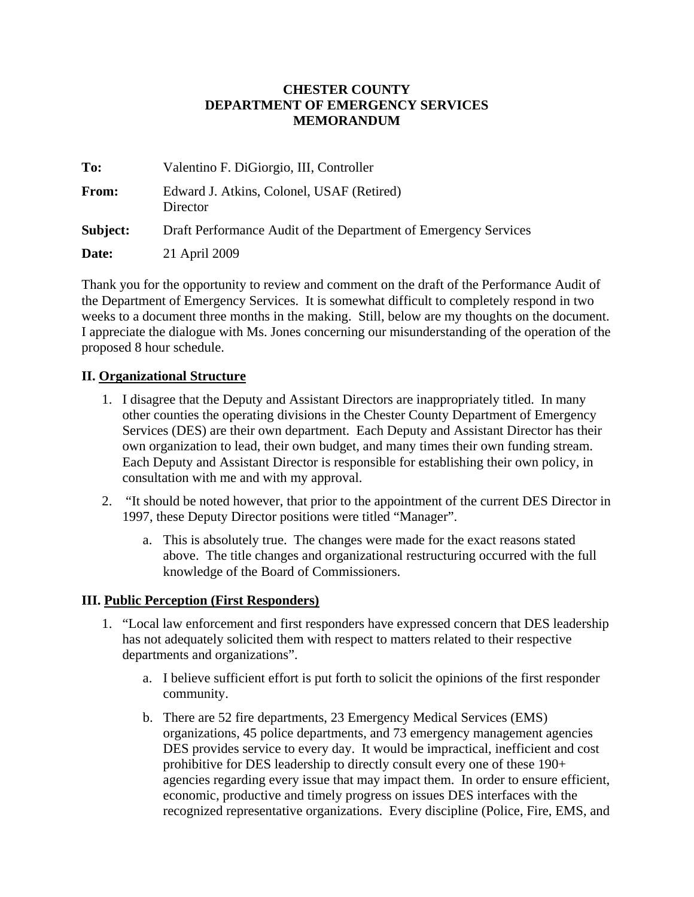**CHESTER COUNTY**
**DEPARTMENT OF EMERGENCY SERVICES**
**MEMORANDUM**

**To:** Valentino F. DiGiorgio, III, Controller

**From:** Edward J. Atkins, Colonel, USAF (Retired)
Director

**Subject:** Draft Performance Audit of the Department of Emergency Services

**Date:** 21 April 2009

Thank you for the opportunity to review and comment on the draft of the Performance Audit of the Department of Emergency Services. It is somewhat difficult to completely respond in two weeks to a document three months in the making. Still, below are my thoughts on the document. I appreciate the dialogue with Ms. Jones concerning our misunderstanding of the operation of the proposed 8 hour schedule.

## II. Organizational Structure

1. I disagree that the Deputy and Assistant Directors are inappropriately titled. In many other counties the operating divisions in the Chester County Department of Emergency Services (DES) are their own department. Each Deputy and Assistant Director has their own organization to lead, their own budget, and many times their own funding stream. Each Deputy and Assistant Director is responsible for establishing their own policy, in consultation with me and with my approval.

2. "It should be noted however, that prior to the appointment of the current DES Director in 1997, these Deputy Director positions were titled "Manager".

   a. This is absolutely true. The changes were made for the exact reasons stated above. The title changes and organizational restructuring occurred with the full knowledge of the Board of Commissioners.

## III. Public Perception (First Responders)

1. "Local law enforcement and first responders have expressed concern that DES leadership has not adequately solicited them with respect to matters related to their respective departments and organizations".

   a. I believe sufficient effort is put forth to solicit the opinions of the first responder community.

   b. There are 52 fire departments, 23 Emergency Medical Services (EMS) organizations, 45 police departments, and 73 emergency management agencies DES provides service to every day. It would be impractical, inefficient and cost prohibitive for DES leadership to directly consult every one of these 190+ agencies regarding every issue that may impact them. In order to ensure efficient, economic, productive and timely progress on issues DES interfaces with the recognized representative organizations. Every discipline (Police, Fire, EMS, and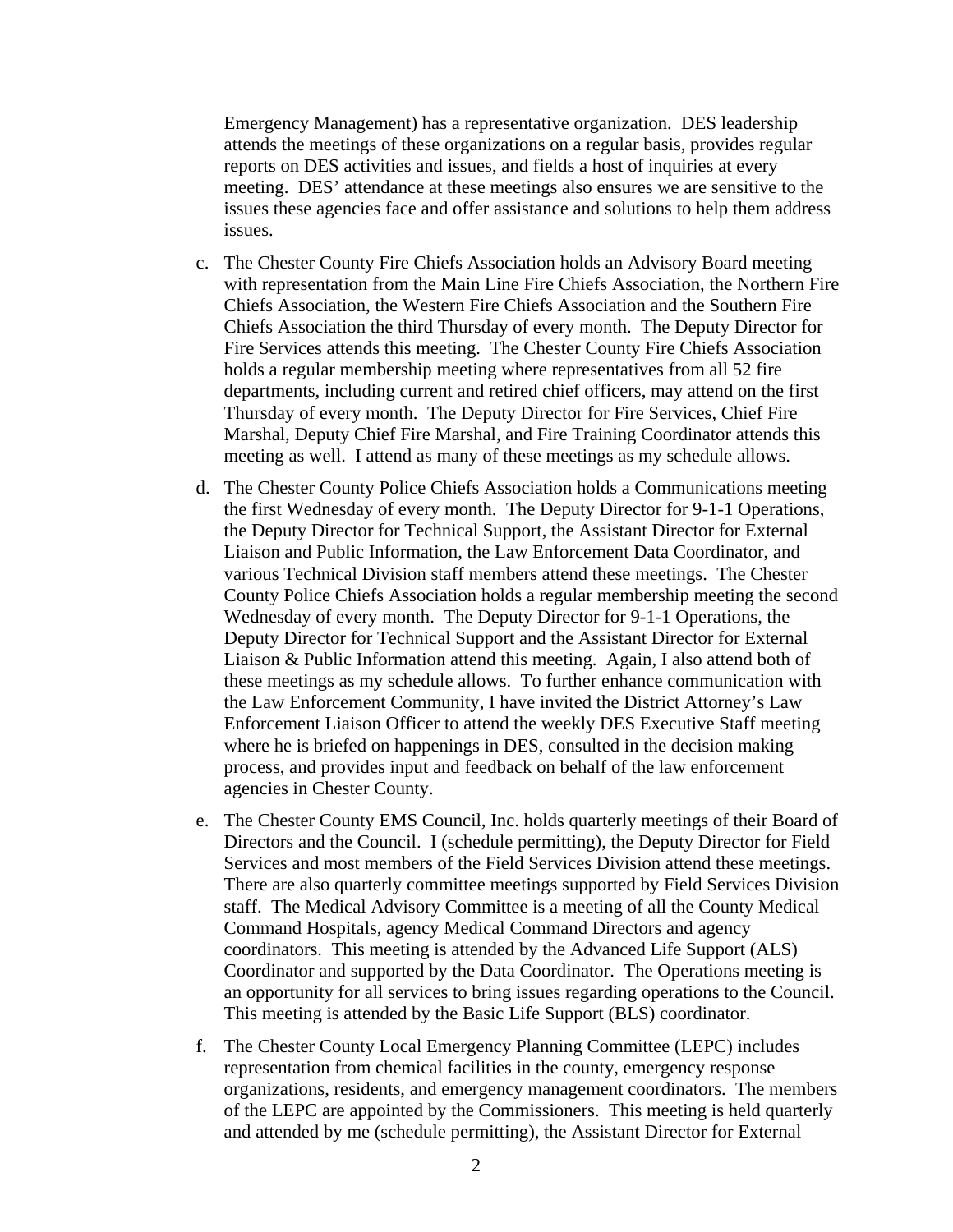Emergency Management) has a representative organization. DES leadership attends the meetings of these organizations on a regular basis, provides regular reports on DES activities and issues, and fields a host of inquiries at every meeting. DES' attendance at these meetings also ensures we are sensitive to the issues these agencies face and offer assistance and solutions to help them address issues.

c. The Chester County Fire Chiefs Association holds an Advisory Board meeting with representation from the Main Line Fire Chiefs Association, the Northern Fire Chiefs Association, the Western Fire Chiefs Association and the Southern Fire Chiefs Association the third Thursday of every month. The Deputy Director for Fire Services attends this meeting. The Chester County Fire Chiefs Association holds a regular membership meeting where representatives from all 52 fire departments, including current and retired chief officers, may attend on the first Thursday of every month. The Deputy Director for Fire Services, Chief Fire Marshal, Deputy Chief Fire Marshal, and Fire Training Coordinator attends this meeting as well. I attend as many of these meetings as my schedule allows.

d. The Chester County Police Chiefs Association holds a Communications meeting the first Wednesday of every month. The Deputy Director for 9-1-1 Operations, the Deputy Director for Technical Support, the Assistant Director for External Liaison and Public Information, the Law Enforcement Data Coordinator, and various Technical Division staff members attend these meetings. The Chester County Police Chiefs Association holds a regular membership meeting the second Wednesday of every month. The Deputy Director for 9-1-1 Operations, the Deputy Director for Technical Support and the Assistant Director for External Liaison & Public Information attend this meeting. Again, I also attend both of these meetings as my schedule allows. To further enhance communication with the Law Enforcement Community, I have invited the District Attorney's Law Enforcement Liaison Officer to attend the weekly DES Executive Staff meeting where he is briefed on happenings in DES, consulted in the decision making process, and provides input and feedback on behalf of the law enforcement agencies in Chester County.

e. The Chester County EMS Council, Inc. holds quarterly meetings of their Board of Directors and the Council. I (schedule permitting), the Deputy Director for Field Services and most members of the Field Services Division attend these meetings. There are also quarterly committee meetings supported by Field Services Division staff. The Medical Advisory Committee is a meeting of all the County Medical Command Hospitals, agency Medical Command Directors and agency coordinators. This meeting is attended by the Advanced Life Support (ALS) Coordinator and supported by the Data Coordinator. The Operations meeting is an opportunity for all services to bring issues regarding operations to the Council. This meeting is attended by the Basic Life Support (BLS) coordinator.

f. The Chester County Local Emergency Planning Committee (LEPC) includes representation from chemical facilities in the county, emergency response organizations, residents, and emergency management coordinators. The members of the LEPC are appointed by the Commissioners. This meeting is held quarterly and attended by me (schedule permitting), the Assistant Director for External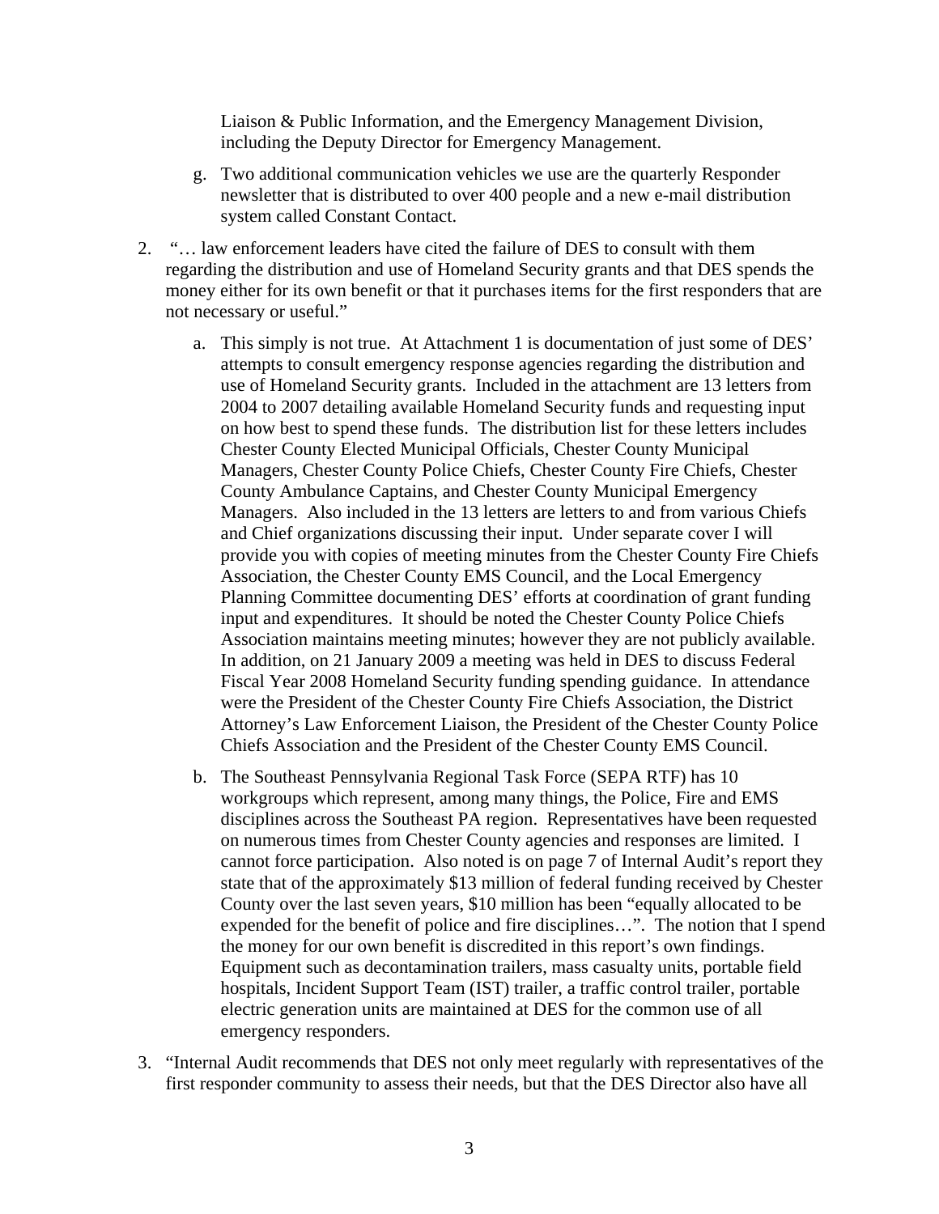Liaison & Public Information, and the Emergency Management Division, including the Deputy Director for Emergency Management.

g. Two additional communication vehicles we use are the quarterly Responder newsletter that is distributed to over 400 people and a new e-mail distribution system called Constant Contact.

2. "… law enforcement leaders have cited the failure of DES to consult with them regarding the distribution and use of Homeland Security grants and that DES spends the money either for its own benefit or that it purchases items for the first responders that are not necessary or useful."

   a. This simply is not true. At Attachment 1 is documentation of just some of DES' attempts to consult emergency response agencies regarding the distribution and use of Homeland Security grants. Included in the attachment are 13 letters from 2004 to 2007 detailing available Homeland Security funds and requesting input on how best to spend these funds. The distribution list for these letters includes Chester County Elected Municipal Officials, Chester County Municipal Managers, Chester County Police Chiefs, Chester County Fire Chiefs, Chester County Ambulance Captains, and Chester County Municipal Emergency Managers. Also included in the 13 letters are letters to and from various Chiefs and Chief organizations discussing their input. Under separate cover I will provide you with copies of meeting minutes from the Chester County Fire Chiefs Association, the Chester County EMS Council, and the Local Emergency Planning Committee documenting DES' efforts at coordination of grant funding input and expenditures. It should be noted the Chester County Police Chiefs Association maintains meeting minutes; however they are not publicly available. In addition, on 21 January 2009 a meeting was held in DES to discuss Federal Fiscal Year 2008 Homeland Security funding spending guidance. In attendance were the President of the Chester County Fire Chiefs Association, the District Attorney's Law Enforcement Liaison, the President of the Chester County Police Chiefs Association and the President of the Chester County EMS Council.

   b. The Southeast Pennsylvania Regional Task Force (SEPA RTF) has 10 workgroups which represent, among many things, the Police, Fire and EMS disciplines across the Southeast PA region. Representatives have been requested on numerous times from Chester County agencies and responses are limited. I cannot force participation. Also noted is on page 7 of Internal Audit's report they state that of the approximately $13 million of federal funding received by Chester County over the last seven years, $10 million has been "equally allocated to be expended for the benefit of police and fire disciplines…". The notion that I spend the money for our own benefit is discredited in this report's own findings. Equipment such as decontamination trailers, mass casualty units, portable field hospitals, Incident Support Team (IST) trailer, a traffic control trailer, portable electric generation units are maintained at DES for the common use of all emergency responders.

3. "Internal Audit recommends that DES not only meet regularly with representatives of the first responder community to assess their needs, but that the DES Director also have all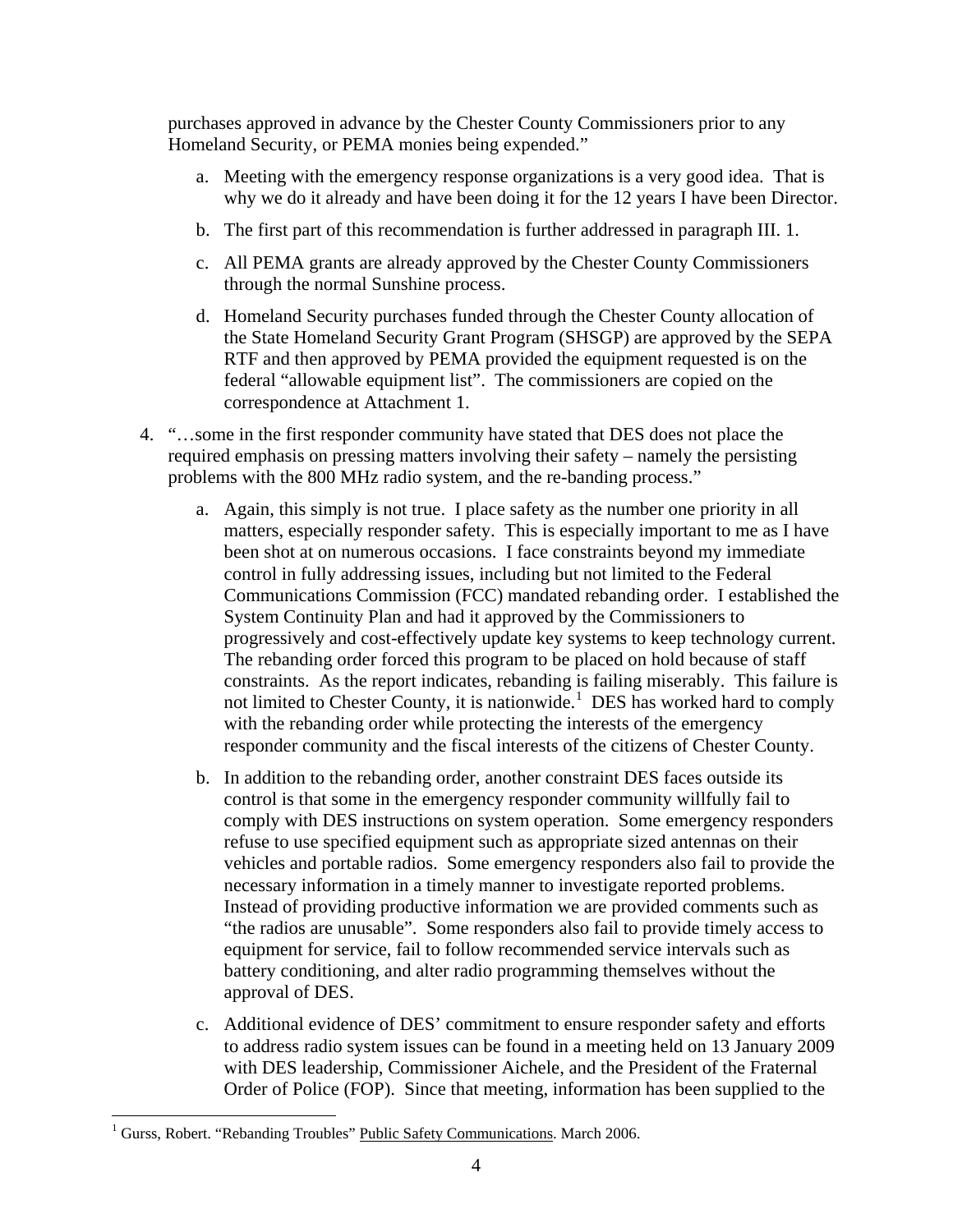purchases approved in advance by the Chester County Commissioners prior to any Homeland Security, or PEMA monies being expended."

a. Meeting with the emergency response organizations is a very good idea. That is why we do it already and have been doing it for the 12 years I have been Director.

b. The first part of this recommendation is further addressed in paragraph III. 1.

c. All PEMA grants are already approved by the Chester County Commissioners through the normal Sunshine process.

d. Homeland Security purchases funded through the Chester County allocation of the State Homeland Security Grant Program (SHSGP) are approved by the SEPA RTF and then approved by PEMA provided the equipment requested is on the federal "allowable equipment list". The commissioners are copied on the correspondence at Attachment 1.

4. "…some in the first responder community have stated that DES does not place the required emphasis on pressing matters involving their safety – namely the persisting problems with the 800 MHz radio system, and the re-banding process."

   a. Again, this simply is not true. I place safety as the number one priority in all matters, especially responder safety. This is especially important to me as I have been shot at on numerous occasions. I face constraints beyond my immediate control in fully addressing issues, including but not limited to the Federal Communications Commission (FCC) mandated rebanding order. I established the System Continuity Plan and had it approved by the Commissioners to progressively and cost-effectively update key systems to keep technology current. The rebanding order forced this program to be placed on hold because of staff constraints. As the report indicates, rebanding is failing miserably. This failure is not limited to Chester County, it is nationwide.[1] DES has worked hard to comply with the rebanding order while protecting the interests of the emergency responder community and the fiscal interests of the citizens of Chester County.

   b. In addition to the rebanding order, another constraint DES faces outside its control is that some in the emergency responder community willfully fail to comply with DES instructions on system operation. Some emergency responders refuse to use specified equipment such as appropriate sized antennas on their vehicles and portable radios. Some emergency responders also fail to provide the necessary information in a timely manner to investigate reported problems. Instead of providing productive information we are provided comments such as "the radios are unusable". Some responders also fail to provide timely access to equipment for service, fail to follow recommended service intervals such as battery conditioning, and alter radio programming themselves without the approval of DES.

   c. Additional evidence of DES' commitment to ensure responder safety and efforts to address radio system issues can be found in a meeting held on 13 January 2009 with DES leadership, Commissioner Aichele, and the President of the Fraternal Order of Police (FOP). Since that meeting, information has been supplied to the

[1] Gurss, Robert. "Rebanding Troubles" Public Safety Communications. March 2006.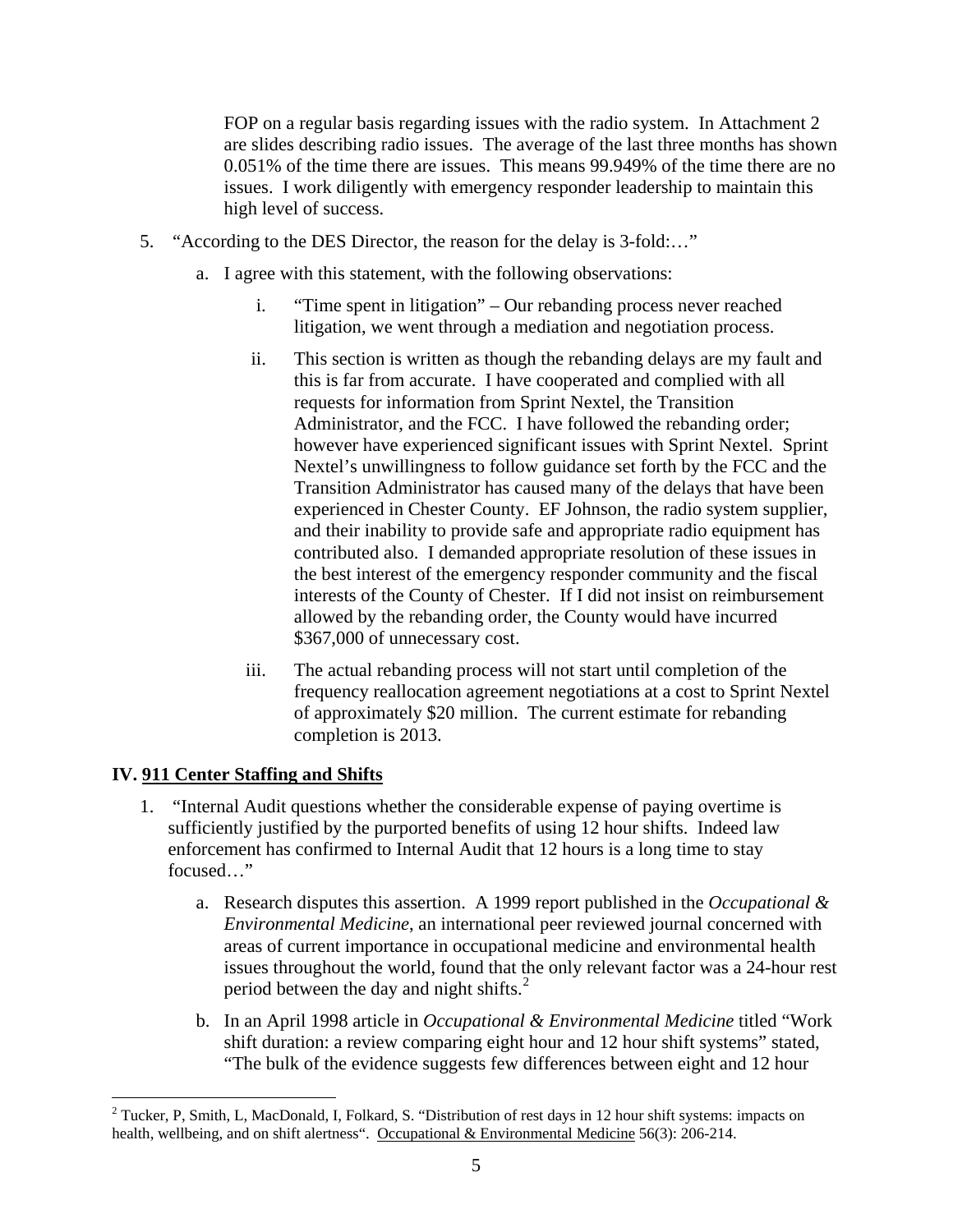FOP on a regular basis regarding issues with the radio system. In Attachment 2 are slides describing radio issues. The average of the last three months has shown 0.051% of the time there are issues. This means 99.949% of the time there are no issues. I work diligently with emergency responder leadership to maintain this high level of success.

5. "According to the DES Director, the reason for the delay is 3-fold:…"

   a. I agree with this statement, with the following observations:

      i. "Time spent in litigation" – Our rebanding process never reached litigation, we went through a mediation and negotiation process.

      ii. This section is written as though the rebanding delays are my fault and this is far from accurate. I have cooperated and complied with all requests for information from Sprint Nextel, the Transition Administrator, and the FCC. I have followed the rebanding order; however have experienced significant issues with Sprint Nextel. Sprint Nextel's unwillingness to follow guidance set forth by the FCC and the Transition Administrator has caused many of the delays that have been experienced in Chester County. EF Johnson, the radio system supplier, and their inability to provide safe and appropriate radio equipment has contributed also. I demanded appropriate resolution of these issues in the best interest of the emergency responder community and the fiscal interests of the County of Chester. If I did not insist on reimbursement allowed by the rebanding order, the County would have incurred $367,000 of unnecessary cost.

      iii. The actual rebanding process will not start until completion of the frequency reallocation agreement negotiations at a cost to Sprint Nextel of approximately $20 million. The current estimate for rebanding completion is 2013.

## IV. 911 Center Staffing and Shifts

1. "Internal Audit questions whether the considerable expense of paying overtime is sufficiently justified by the purported benefits of using 12 hour shifts. Indeed law enforcement has confirmed to Internal Audit that 12 hours is a long time to stay focused…"

   a. Research disputes this assertion. A 1999 report published in the *Occupational & Environmental Medicine*, an international peer reviewed journal concerned with areas of current importance in occupational medicine and environmental health issues throughout the world, found that the only relevant factor was a 24-hour rest period between the day and night shifts.[2]

   b. In an April 1998 article in *Occupational & Environmental Medicine* titled "Work shift duration: a review comparing eight hour and 12 hour shift systems" stated, "The bulk of the evidence suggests few differences between eight and 12 hour

[2] Tucker, P, Smith, L, MacDonald, I, Folkard, S. "Distribution of rest days in 12 hour shift systems: impacts on health, wellbeing, and on shift alertness". Occupational & Environmental Medicine 56(3): 206-214.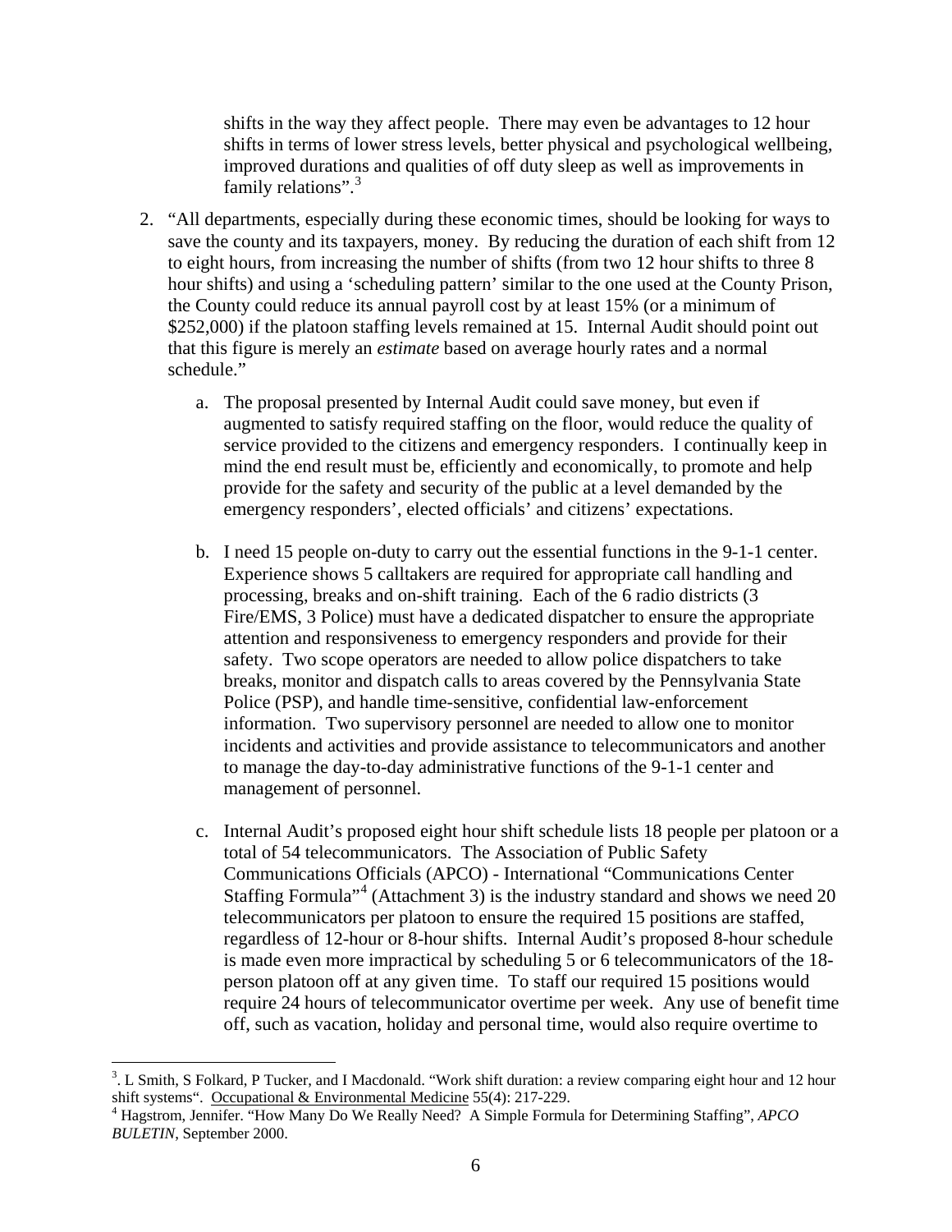shifts in the way they affect people. There may even be advantages to 12 hour shifts in terms of lower stress levels, better physical and psychological wellbeing, improved durations and qualities of off duty sleep as well as improvements in family relations".[3]

2. "All departments, especially during these economic times, should be looking for ways to save the county and its taxpayers, money. By reducing the duration of each shift from 12 to eight hours, from increasing the number of shifts (from two 12 hour shifts to three 8 hour shifts) and using a 'scheduling pattern' similar to the one used at the County Prison, the County could reduce its annual payroll cost by at least 15% (or a minimum of $252,000) if the platoon staffing levels remained at 15. Internal Audit should point out that this figure is merely an *estimate* based on average hourly rates and a normal schedule."

   a. The proposal presented by Internal Audit could save money, but even if augmented to satisfy required staffing on the floor, would reduce the quality of service provided to the citizens and emergency responders. I continually keep in mind the end result must be, efficiently and economically, to promote and help provide for the safety and security of the public at a level demanded by the emergency responders', elected officials' and citizens' expectations.

   b. I need 15 people on-duty to carry out the essential functions in the 9-1-1 center. Experience shows 5 calltakers are required for appropriate call handling and processing, breaks and on-shift training. Each of the 6 radio districts (3 Fire/EMS, 3 Police) must have a dedicated dispatcher to ensure the appropriate attention and responsiveness to emergency responders and provide for their safety. Two scope operators are needed to allow police dispatchers to take breaks, monitor and dispatch calls to areas covered by the Pennsylvania State Police (PSP), and handle time-sensitive, confidential law-enforcement information. Two supervisory personnel are needed to allow one to monitor incidents and activities and provide assistance to telecommunicators and another to manage the day-to-day administrative functions of the 9-1-1 center and management of personnel.

   c. Internal Audit's proposed eight hour shift schedule lists 18 people per platoon or a total of 54 telecommunicators. The Association of Public Safety Communications Officials (APCO) - International "Communications Center Staffing Formula"[4] (Attachment 3) is the industry standard and shows we need 20 telecommunicators per platoon to ensure the required 15 positions are staffed, regardless of 12-hour or 8-hour shifts. Internal Audit's proposed 8-hour schedule is made even more impractical by scheduling 5 or 6 telecommunicators of the 18-person platoon off at any given time. To staff our required 15 positions would require 24 hours of telecommunicator overtime per week. Any use of benefit time off, such as vacation, holiday and personal time, would also require overtime to

---

[3]. L Smith, S Folkard, P Tucker, and I Macdonald. "Work shift duration: a review comparing eight hour and 12 hour shift systems". Occupational & Environmental Medicine 55(4): 217-229.

[4] Hagstrom, Jennifer. "How Many Do We Really Need? A Simple Formula for Determining Staffing", *APCO BULETIN*, September 2000.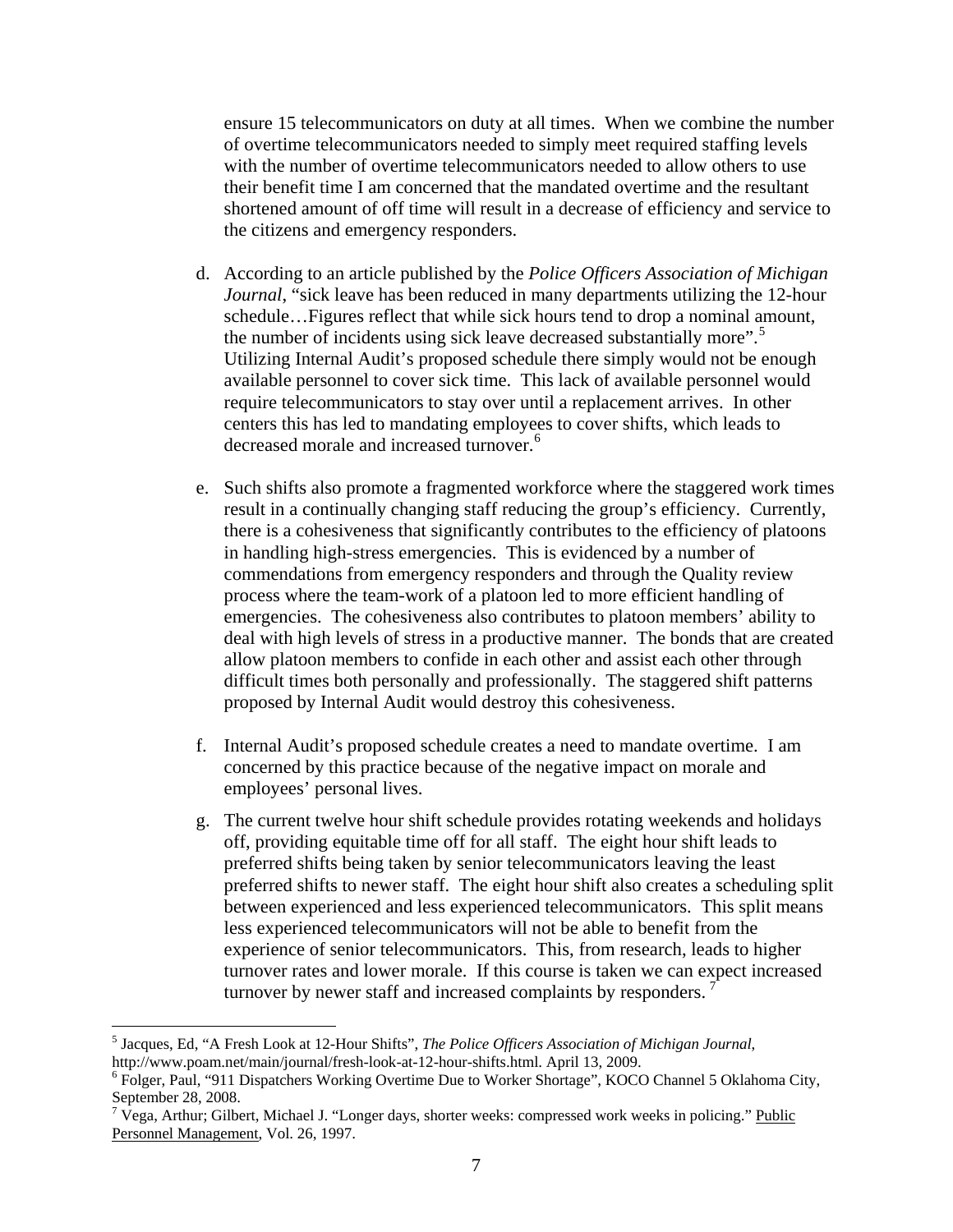ensure 15 telecommunicators on duty at all times. When we combine the number of overtime telecommunicators needed to simply meet required staffing levels with the number of overtime telecommunicators needed to allow others to use their benefit time I am concerned that the mandated overtime and the resultant shortened amount of off time will result in a decrease of efficiency and service to the citizens and emergency responders.

d. According to an article published by the *Police Officers Association of Michigan Journal*, "sick leave has been reduced in many departments utilizing the 12-hour schedule…Figures reflect that while sick hours tend to drop a nominal amount, the number of incidents using sick leave decreased substantially more".[5] Utilizing Internal Audit's proposed schedule there simply would not be enough available personnel to cover sick time. This lack of available personnel would require telecommunicators to stay over until a replacement arrives. In other centers this has led to mandating employees to cover shifts, which leads to decreased morale and increased turnover.[6]

e. Such shifts also promote a fragmented workforce where the staggered work times result in a continually changing staff reducing the group's efficiency. Currently, there is a cohesiveness that significantly contributes to the efficiency of platoons in handling high-stress emergencies. This is evidenced by a number of commendations from emergency responders and through the Quality review process where the team-work of a platoon led to more efficient handling of emergencies. The cohesiveness also contributes to platoon members' ability to deal with high levels of stress in a productive manner. The bonds that are created allow platoon members to confide in each other and assist each other through difficult times both personally and professionally. The staggered shift patterns proposed by Internal Audit would destroy this cohesiveness.

f. Internal Audit's proposed schedule creates a need to mandate overtime. I am concerned by this practice because of the negative impact on morale and employees' personal lives.

g. The current twelve hour shift schedule provides rotating weekends and holidays off, providing equitable time off for all staff. The eight hour shift leads to preferred shifts being taken by senior telecommunicators leaving the least preferred shifts to newer staff. The eight hour shift also creates a scheduling split between experienced and less experienced telecommunicators. This split means less experienced telecommunicators will not be able to benefit from the experience of senior telecommunicators. This, from research, leads to higher turnover rates and lower morale. If this course is taken we can expect increased turnover by newer staff and increased complaints by responders.[7]

---

[5] Jacques, Ed, "A Fresh Look at 12-Hour Shifts", *The Police Officers Association of Michigan Journal*, http://www.poam.net/main/journal/fresh-look-at-12-hour-shifts.html. April 13, 2009.

[6] Folger, Paul, "911 Dispatchers Working Overtime Due to Worker Shortage", KOCO Channel 5 Oklahoma City, September 28, 2008.

[7] Vega, Arthur; Gilbert, Michael J. "Longer days, shorter weeks: compressed work weeks in policing." Public Personnel Management, Vol. 26, 1997.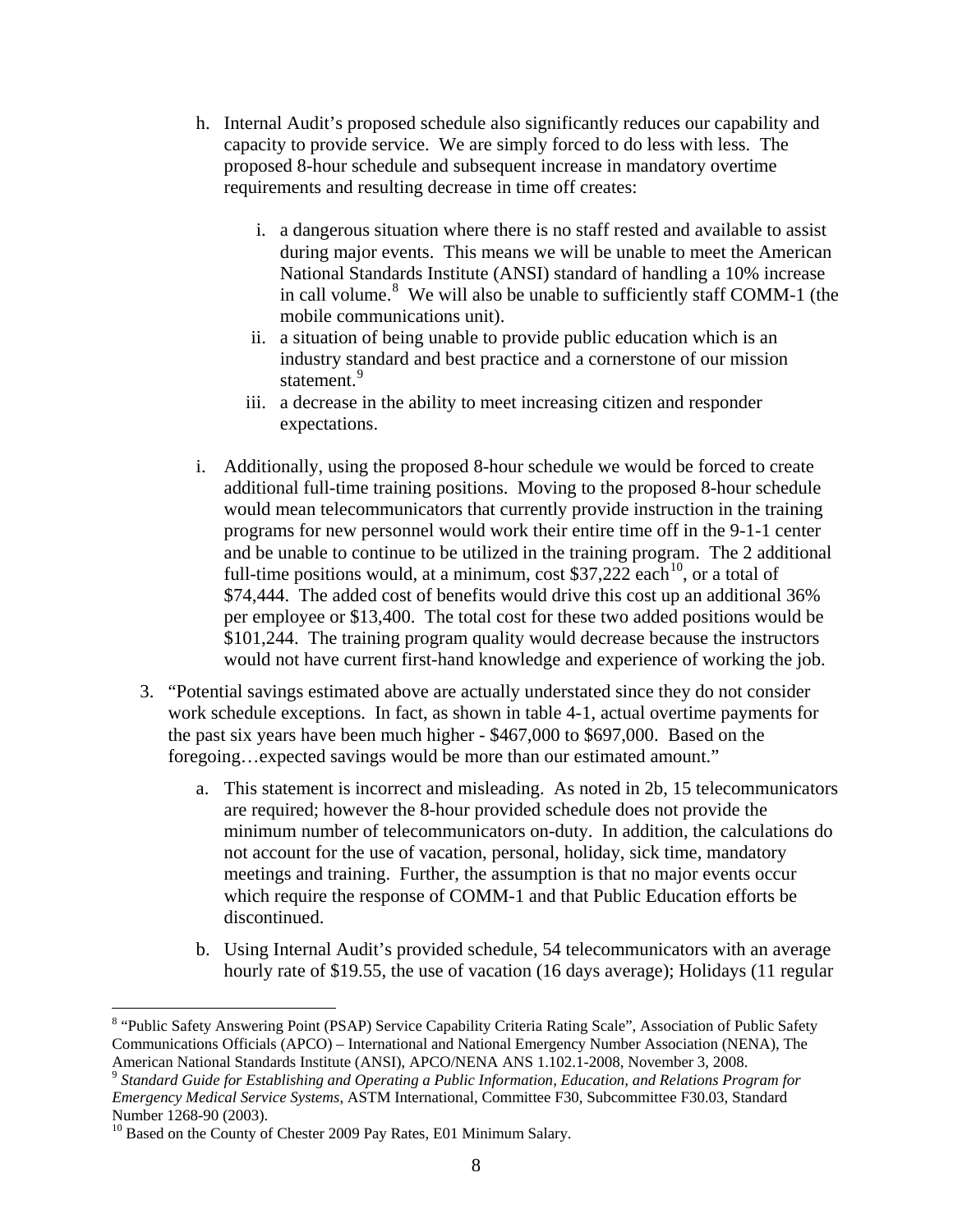h. Internal Audit's proposed schedule also significantly reduces our capability and capacity to provide service. We are simply forced to do less with less. The proposed 8-hour schedule and subsequent increase in mandatory overtime requirements and resulting decrease in time off creates:

   i. a dangerous situation where there is no staff rested and available to assist during major events. This means we will be unable to meet the American National Standards Institute (ANSI) standard of handling a 10% increase in call volume.[8] We will also be unable to sufficiently staff COMM-1 (the mobile communications unit).

   ii. a situation of being unable to provide public education which is an industry standard and best practice and a cornerstone of our mission statement.[9]

   iii. a decrease in the ability to meet increasing citizen and responder expectations.

i. Additionally, using the proposed 8-hour schedule we would be forced to create additional full-time training positions. Moving to the proposed 8-hour schedule would mean telecommunicators that currently provide instruction in the training programs for new personnel would work their entire time off in the 9-1-1 center and be unable to continue to be utilized in the training program. The 2 additional full-time positions would, at a minimum, cost $37,222 each[10], or a total of $74,444. The added cost of benefits would drive this cost up an additional 36% per employee or $13,400. The total cost for these two added positions would be $101,244. The training program quality would decrease because the instructors would not have current first-hand knowledge and experience of working the job.

3. "Potential savings estimated above are actually understated since they do not consider work schedule exceptions. In fact, as shown in table 4-1, actual overtime payments for the past six years have been much higher - $467,000 to $697,000. Based on the foregoing…expected savings would be more than our estimated amount."

   a. This statement is incorrect and misleading. As noted in 2b, 15 telecommunicators are required; however the 8-hour provided schedule does not provide the minimum number of telecommunicators on-duty. In addition, the calculations do not account for the use of vacation, personal, holiday, sick time, mandatory meetings and training. Further, the assumption is that no major events occur which require the response of COMM-1 and that Public Education efforts be discontinued.

   b. Using Internal Audit's provided schedule, 54 telecommunicators with an average hourly rate of $19.55, the use of vacation (16 days average); Holidays (11 regular

---

[8] "Public Safety Answering Point (PSAP) Service Capability Criteria Rating Scale", Association of Public Safety Communications Officials (APCO) – International and National Emergency Number Association (NENA), The American National Standards Institute (ANSI), APCO/NENA ANS 1.102.1-2008, November 3, 2008.

[9] *Standard Guide for Establishing and Operating a Public Information, Education, and Relations Program for Emergency Medical Service Systems*, ASTM International, Committee F30, Subcommittee F30.03, Standard Number 1268-90 (2003).

[10] Based on the County of Chester 2009 Pay Rates, E01 Minimum Salary.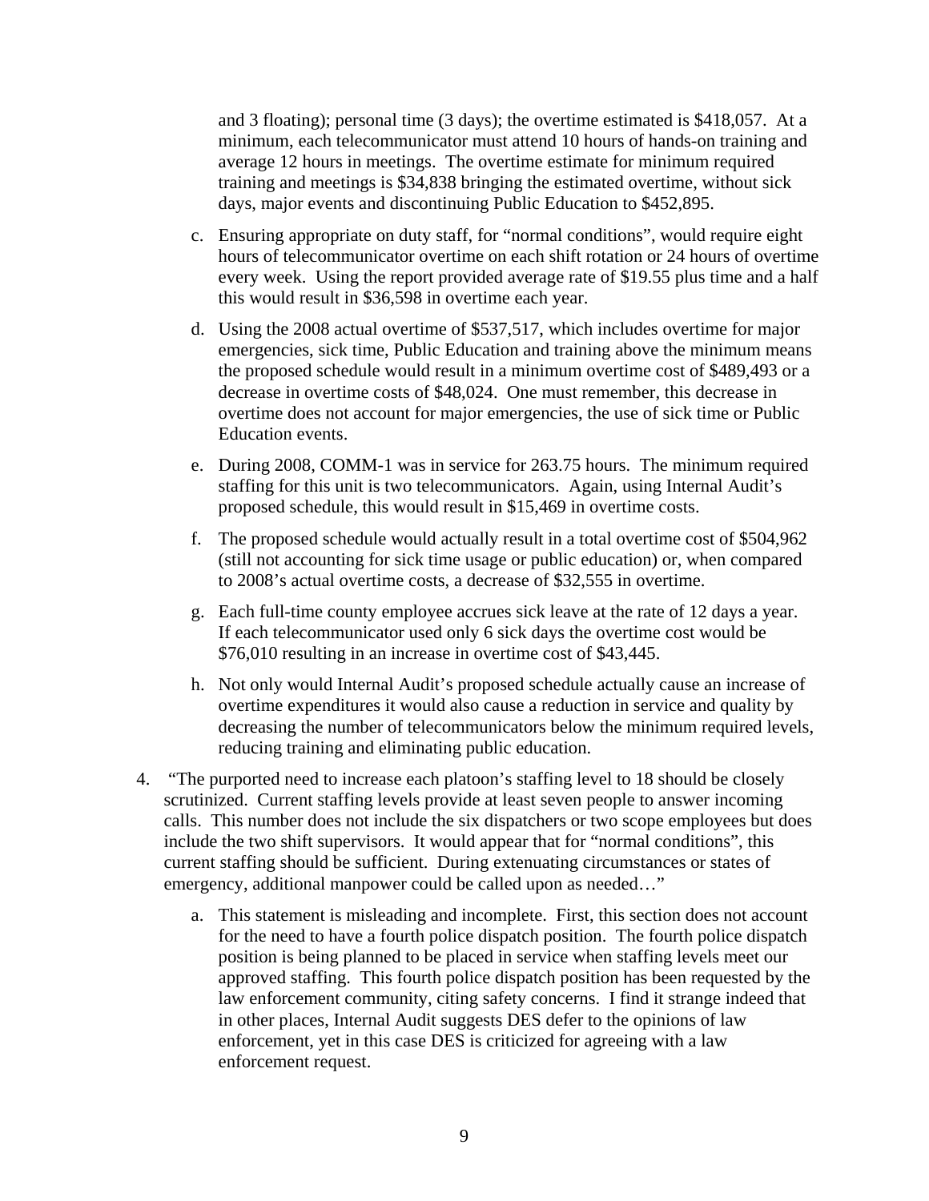and 3 floating); personal time (3 days); the overtime estimated is $418,057. At a minimum, each telecommunicator must attend 10 hours of hands-on training and average 12 hours in meetings. The overtime estimate for minimum required training and meetings is $34,838 bringing the estimated overtime, without sick days, major events and discontinuing Public Education to $452,895.

c. Ensuring appropriate on duty staff, for "normal conditions", would require eight hours of telecommunicator overtime on each shift rotation or 24 hours of overtime every week. Using the report provided average rate of $19.55 plus time and a half this would result in $36,598 in overtime each year.

d. Using the 2008 actual overtime of $537,517, which includes overtime for major emergencies, sick time, Public Education and training above the minimum means the proposed schedule would result in a minimum overtime cost of $489,493 or a decrease in overtime costs of $48,024. One must remember, this decrease in overtime does not account for major emergencies, the use of sick time or Public Education events.

e. During 2008, COMM-1 was in service for 263.75 hours. The minimum required staffing for this unit is two telecommunicators. Again, using Internal Audit's proposed schedule, this would result in $15,469 in overtime costs.

f. The proposed schedule would actually result in a total overtime cost of $504,962 (still not accounting for sick time usage or public education) or, when compared to 2008's actual overtime costs, a decrease of $32,555 in overtime.

g. Each full-time county employee accrues sick leave at the rate of 12 days a year. If each telecommunicator used only 6 sick days the overtime cost would be $76,010 resulting in an increase in overtime cost of $43,445.

h. Not only would Internal Audit's proposed schedule actually cause an increase of overtime expenditures it would also cause a reduction in service and quality by decreasing the number of telecommunicators below the minimum required levels, reducing training and eliminating public education.

4. "The purported need to increase each platoon's staffing level to 18 should be closely scrutinized. Current staffing levels provide at least seven people to answer incoming calls. This number does not include the six dispatchers or two scope employees but does include the two shift supervisors. It would appear that for "normal conditions", this current staffing should be sufficient. During extenuating circumstances or states of emergency, additional manpower could be called upon as needed…"

   a. This statement is misleading and incomplete. First, this section does not account for the need to have a fourth police dispatch position. The fourth police dispatch position is being planned to be placed in service when staffing levels meet our approved staffing. This fourth police dispatch position has been requested by the law enforcement community, citing safety concerns. I find it strange indeed that in other places, Internal Audit suggests DES defer to the opinions of law enforcement, yet in this case DES is criticized for agreeing with a law enforcement request.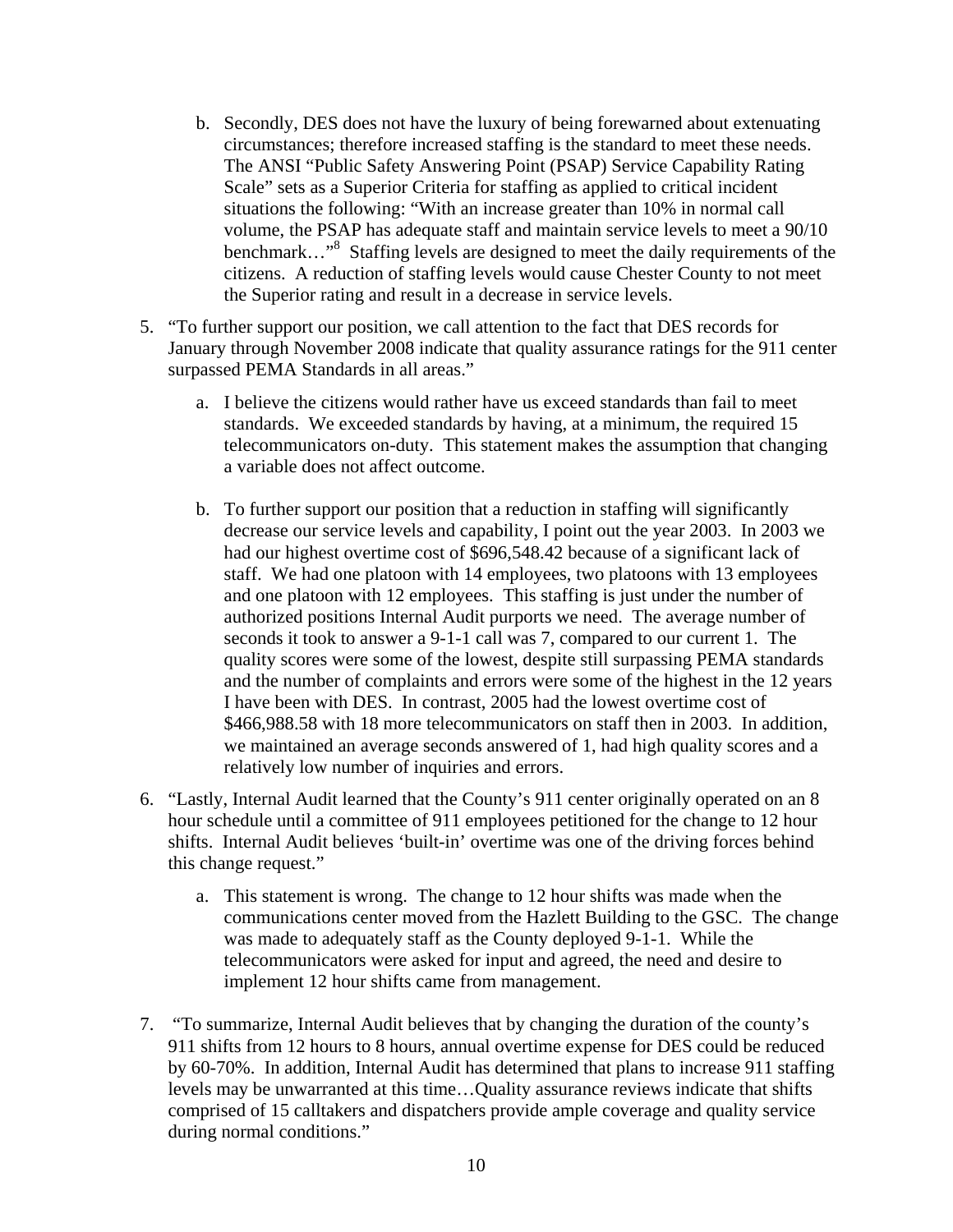b. Secondly, DES does not have the luxury of being forewarned about extenuating circumstances; therefore increased staffing is the standard to meet these needs. The ANSI "Public Safety Answering Point (PSAP) Service Capability Rating Scale" sets as a Superior Criteria for staffing as applied to critical incident situations the following: "With an increase greater than 10% in normal call volume, the PSAP has adequate staff and maintain service levels to meet a 90/10 benchmark…"[8] Staffing levels are designed to meet the daily requirements of the citizens. A reduction of staffing levels would cause Chester County to not meet the Superior rating and result in a decrease in service levels.

5. "To further support our position, we call attention to the fact that DES records for January through November 2008 indicate that quality assurance ratings for the 911 center surpassed PEMA Standards in all areas."

   a. I believe the citizens would rather have us exceed standards than fail to meet standards. We exceeded standards by having, at a minimum, the required 15 telecommunicators on-duty. This statement makes the assumption that changing a variable does not affect outcome.

   b. To further support our position that a reduction in staffing will significantly decrease our service levels and capability, I point out the year 2003. In 2003 we had our highest overtime cost of $696,548.42 because of a significant lack of staff. We had one platoon with 14 employees, two platoons with 13 employees and one platoon with 12 employees. This staffing is just under the number of authorized positions Internal Audit purports we need. The average number of seconds it took to answer a 9-1-1 call was 7, compared to our current 1. The quality scores were some of the lowest, despite still surpassing PEMA standards and the number of complaints and errors were some of the highest in the 12 years I have been with DES. In contrast, 2005 had the lowest overtime cost of $466,988.58 with 18 more telecommunicators on staff then in 2003. In addition, we maintained an average seconds answered of 1, had high quality scores and a relatively low number of inquiries and errors.

6. "Lastly, Internal Audit learned that the County's 911 center originally operated on an 8 hour schedule until a committee of 911 employees petitioned for the change to 12 hour shifts. Internal Audit believes 'built-in' overtime was one of the driving forces behind this change request."

   a. This statement is wrong. The change to 12 hour shifts was made when the communications center moved from the Hazlett Building to the GSC. The change was made to adequately staff as the County deployed 9-1-1. While the telecommunicators were asked for input and agreed, the need and desire to implement 12 hour shifts came from management.

7. "To summarize, Internal Audit believes that by changing the duration of the county's 911 shifts from 12 hours to 8 hours, annual overtime expense for DES could be reduced by 60-70%. In addition, Internal Audit has determined that plans to increase 911 staffing levels may be unwarranted at this time…Quality assurance reviews indicate that shifts comprised of 15 calltakers and dispatchers provide ample coverage and quality service during normal conditions."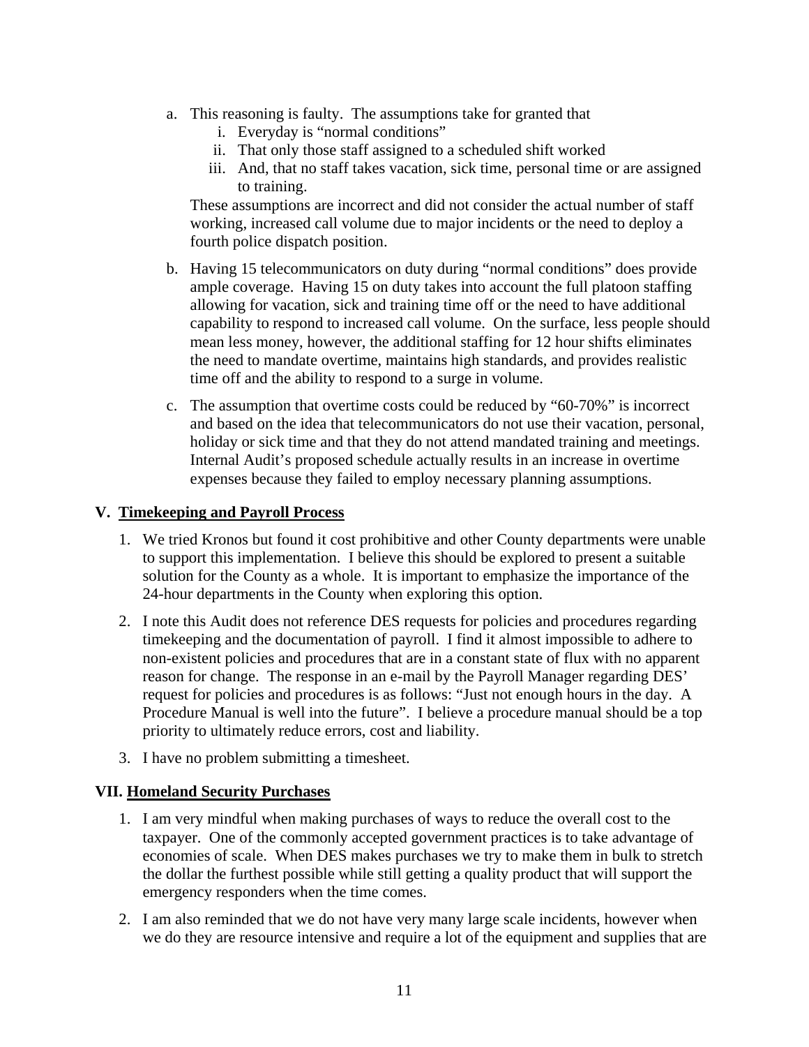a. This reasoning is faulty. The assumptions take for granted that
    i. Everyday is "normal conditions"
    ii. That only those staff assigned to a scheduled shift worked
    iii. And, that no staff takes vacation, sick time, personal time or are assigned to training.

   These assumptions are incorrect and did not consider the actual number of staff working, increased call volume due to major incidents or the need to deploy a fourth police dispatch position.

b. Having 15 telecommunicators on duty during "normal conditions" does provide ample coverage. Having 15 on duty takes into account the full platoon staffing allowing for vacation, sick and training time off or the need to have additional capability to respond to increased call volume. On the surface, less people should mean less money, however, the additional staffing for 12 hour shifts eliminates the need to mandate overtime, maintains high standards, and provides realistic time off and the ability to respond to a surge in volume.

c. The assumption that overtime costs could be reduced by "60-70%" is incorrect and based on the idea that telecommunicators do not use their vacation, personal, holiday or sick time and that they do not attend mandated training and meetings. Internal Audit's proposed schedule actually results in an increase in overtime expenses because they failed to employ necessary planning assumptions.

## V. Timekeeping and Payroll Process

1. We tried Kronos but found it cost prohibitive and other County departments were unable to support this implementation. I believe this should be explored to present a suitable solution for the County as a whole. It is important to emphasize the importance of the 24-hour departments in the County when exploring this option.
2. I note this Audit does not reference DES requests for policies and procedures regarding timekeeping and the documentation of payroll. I find it almost impossible to adhere to non-existent policies and procedures that are in a constant state of flux with no apparent reason for change. The response in an e-mail by the Payroll Manager regarding DES' request for policies and procedures is as follows: "Just not enough hours in the day. A Procedure Manual is well into the future". I believe a procedure manual should be a top priority to ultimately reduce errors, cost and liability.
3. I have no problem submitting a timesheet.

## VII. Homeland Security Purchases

1. I am very mindful when making purchases of ways to reduce the overall cost to the taxpayer. One of the commonly accepted government practices is to take advantage of economies of scale. When DES makes purchases we try to make them in bulk to stretch the dollar the furthest possible while still getting a quality product that will support the emergency responders when the time comes.
2. I am also reminded that we do not have very many large scale incidents, however when we do they are resource intensive and require a lot of the equipment and supplies that are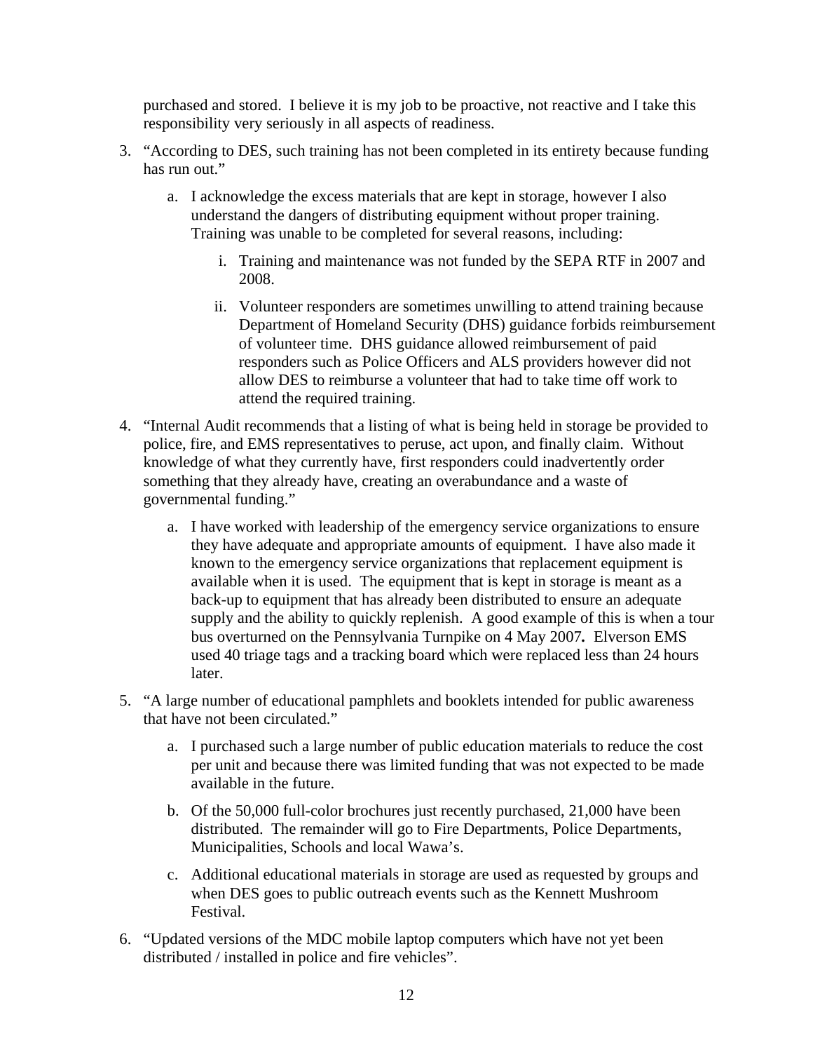purchased and stored. I believe it is my job to be proactive, not reactive and I take this responsibility very seriously in all aspects of readiness.

3. "According to DES, such training has not been completed in its entirety because funding has run out."

    a. I acknowledge the excess materials that are kept in storage, however I also understand the dangers of distributing equipment without proper training. Training was unable to be completed for several reasons, including:

        i. Training and maintenance was not funded by the SEPA RTF in 2007 and 2008.

        ii. Volunteer responders are sometimes unwilling to attend training because Department of Homeland Security (DHS) guidance forbids reimbursement of volunteer time. DHS guidance allowed reimbursement of paid responders such as Police Officers and ALS providers however did not allow DES to reimburse a volunteer that had to take time off work to attend the required training.

4. "Internal Audit recommends that a listing of what is being held in storage be provided to police, fire, and EMS representatives to peruse, act upon, and finally claim. Without knowledge of what they currently have, first responders could inadvertently order something that they already have, creating an overabundance and a waste of governmental funding."

    a. I have worked with leadership of the emergency service organizations to ensure they have adequate and appropriate amounts of equipment. I have also made it known to the emergency service organizations that replacement equipment is available when it is used. The equipment that is kept in storage is meant as a back-up to equipment that has already been distributed to ensure an adequate supply and the ability to quickly replenish. A good example of this is when a tour bus overturned on the Pennsylvania Turnpike on 4 May 2007**.** Elverson EMS used 40 triage tags and a tracking board which were replaced less than 24 hours later.

5. "A large number of educational pamphlets and booklets intended for public awareness that have not been circulated."

    a. I purchased such a large number of public education materials to reduce the cost per unit and because there was limited funding that was not expected to be made available in the future.

    b. Of the 50,000 full-color brochures just recently purchased, 21,000 have been distributed. The remainder will go to Fire Departments, Police Departments, Municipalities, Schools and local Wawa's.

    c. Additional educational materials in storage are used as requested by groups and when DES goes to public outreach events such as the Kennett Mushroom Festival.

6. "Updated versions of the MDC mobile laptop computers which have not yet been distributed / installed in police and fire vehicles".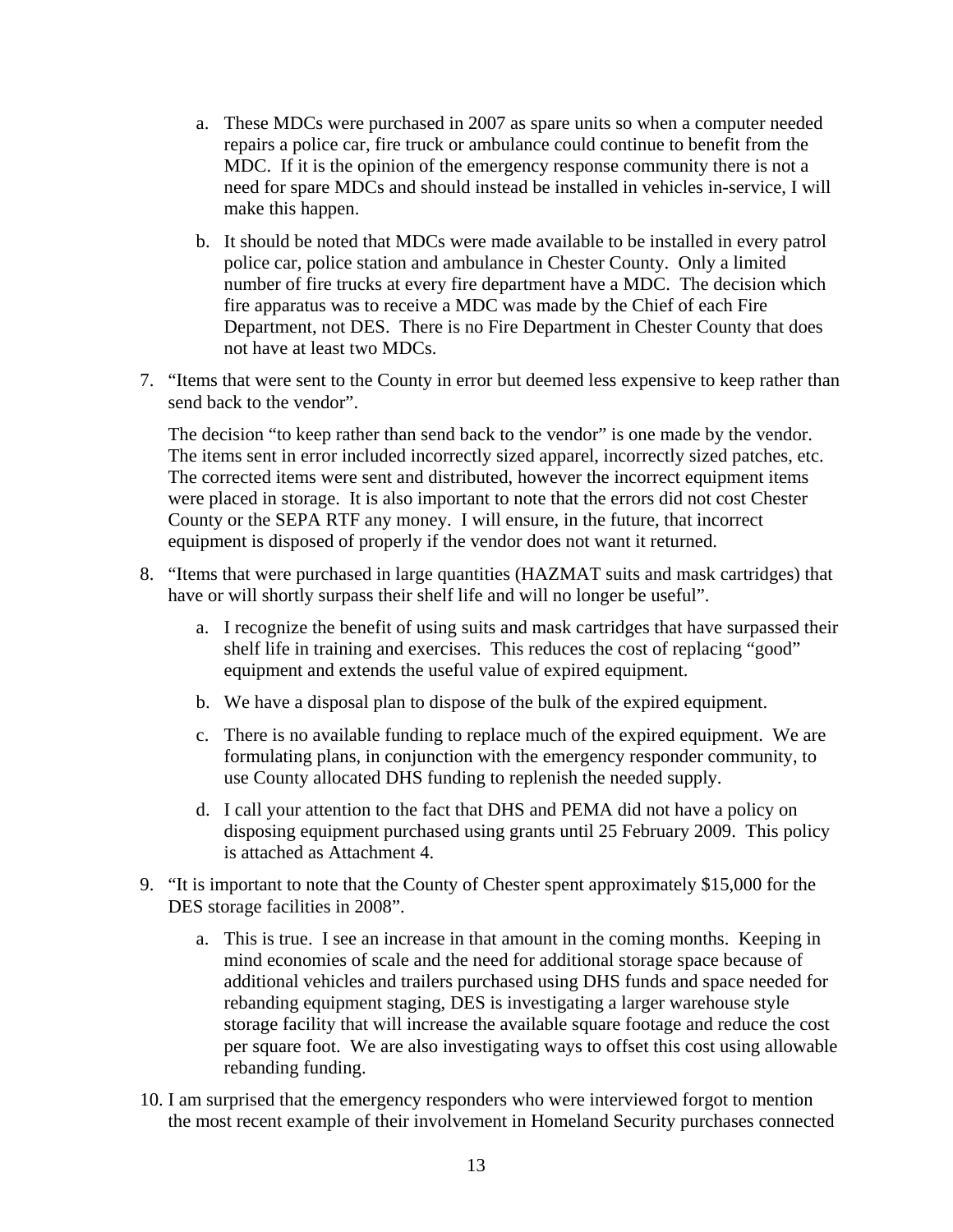a. These MDCs were purchased in 2007 as spare units so when a computer needed repairs a police car, fire truck or ambulance could continue to benefit from the MDC. If it is the opinion of the emergency response community there is not a need for spare MDCs and should instead be installed in vehicles in-service, I will make this happen.

b. It should be noted that MDCs were made available to be installed in every patrol police car, police station and ambulance in Chester County. Only a limited number of fire trucks at every fire department have a MDC. The decision which fire apparatus was to receive a MDC was made by the Chief of each Fire Department, not DES. There is no Fire Department in Chester County that does not have at least two MDCs.

7. "Items that were sent to the County in error but deemed less expensive to keep rather than send back to the vendor".

   The decision "to keep rather than send back to the vendor" is one made by the vendor. The items sent in error included incorrectly sized apparel, incorrectly sized patches, etc. The corrected items were sent and distributed, however the incorrect equipment items were placed in storage. It is also important to note that the errors did not cost Chester County or the SEPA RTF any money. I will ensure, in the future, that incorrect equipment is disposed of properly if the vendor does not want it returned.

8. "Items that were purchased in large quantities (HAZMAT suits and mask cartridges) that have or will shortly surpass their shelf life and will no longer be useful".

   a. I recognize the benefit of using suits and mask cartridges that have surpassed their shelf life in training and exercises. This reduces the cost of replacing "good" equipment and extends the useful value of expired equipment.

   b. We have a disposal plan to dispose of the bulk of the expired equipment.

   c. There is no available funding to replace much of the expired equipment. We are formulating plans, in conjunction with the emergency responder community, to use County allocated DHS funding to replenish the needed supply.

   d. I call your attention to the fact that DHS and PEMA did not have a policy on disposing equipment purchased using grants until 25 February 2009. This policy is attached as Attachment 4.

9. "It is important to note that the County of Chester spent approximately $15,000 for the DES storage facilities in 2008".

   a. This is true. I see an increase in that amount in the coming months. Keeping in mind economies of scale and the need for additional storage space because of additional vehicles and trailers purchased using DHS funds and space needed for rebanding equipment staging, DES is investigating a larger warehouse style storage facility that will increase the available square footage and reduce the cost per square foot. We are also investigating ways to offset this cost using allowable rebanding funding.

10. I am surprised that the emergency responders who were interviewed forgot to mention the most recent example of their involvement in Homeland Security purchases connected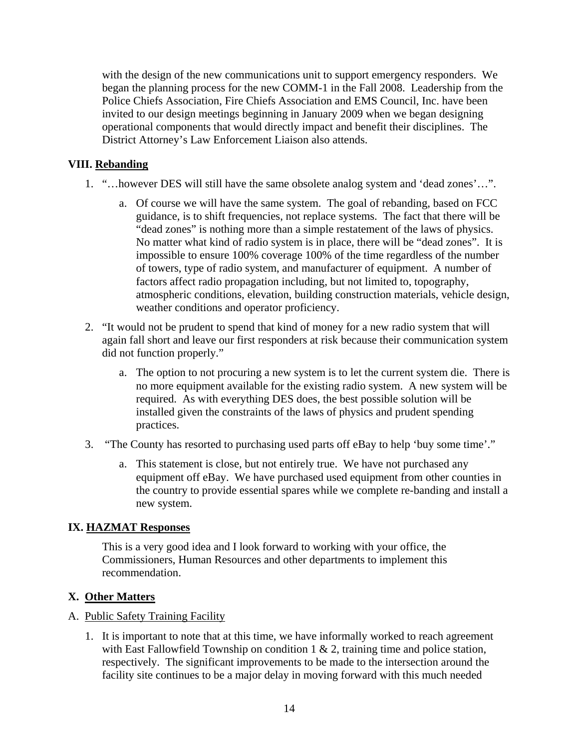with the design of the new communications unit to support emergency responders. We began the planning process for the new COMM-1 in the Fall 2008. Leadership from the Police Chiefs Association, Fire Chiefs Association and EMS Council, Inc. have been invited to our design meetings beginning in January 2009 when we began designing operational components that would directly impact and benefit their disciplines. The District Attorney's Law Enforcement Liaison also attends.

## VIII. Rebanding

1. "…however DES will still have the same obsolete analog system and 'dead zones'…".
   a. Of course we will have the same system. The goal of rebanding, based on FCC guidance, is to shift frequencies, not replace systems. The fact that there will be "dead zones" is nothing more than a simple restatement of the laws of physics. No matter what kind of radio system is in place, there will be "dead zones". It is impossible to ensure 100% coverage 100% of the time regardless of the number of towers, type of radio system, and manufacturer of equipment. A number of factors affect radio propagation including, but not limited to, topography, atmospheric conditions, elevation, building construction materials, vehicle design, weather conditions and operator proficiency.
2. "It would not be prudent to spend that kind of money for a new radio system that will again fall short and leave our first responders at risk because their communication system did not function properly."
   a. The option to not procuring a new system is to let the current system die. There is no more equipment available for the existing radio system. A new system will be required. As with everything DES does, the best possible solution will be installed given the constraints of the laws of physics and prudent spending practices.
3. "The County has resorted to purchasing used parts off eBay to help 'buy some time'."
   a. This statement is close, but not entirely true. We have not purchased any equipment off eBay. We have purchased used equipment from other counties in the country to provide essential spares while we complete re-banding and install a new system.

## IX. HAZMAT Responses

This is a very good idea and I look forward to working with your office, the Commissioners, Human Resources and other departments to implement this recommendation.

## X. Other Matters

A. Public Safety Training Facility

1. It is important to note that at this time, we have informally worked to reach agreement with East Fallowfield Township on condition 1 & 2, training time and police station, respectively. The significant improvements to be made to the intersection around the facility site continues to be a major delay in moving forward with this much needed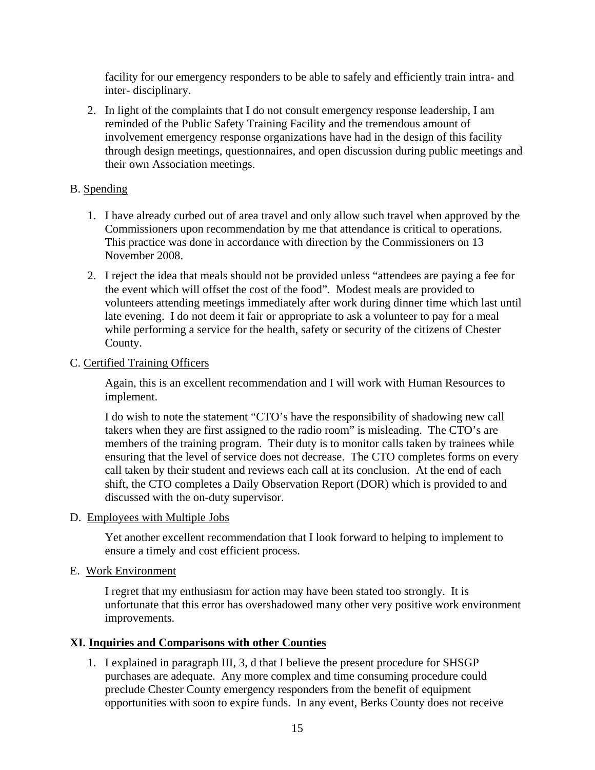facility for our emergency responders to be able to safely and efficiently train intra- and inter- disciplinary.

2. In light of the complaints that I do not consult emergency response leadership, I am reminded of the Public Safety Training Facility and the tremendous amount of involvement emergency response organizations have had in the design of this facility through design meetings, questionnaires, and open discussion during public meetings and their own Association meetings.

B. Spending

1. I have already curbed out of area travel and only allow such travel when approved by the Commissioners upon recommendation by me that attendance is critical to operations. This practice was done in accordance with direction by the Commissioners on 13 November 2008.
2. I reject the idea that meals should not be provided unless "attendees are paying a fee for the event which will offset the cost of the food". Modest meals are provided to volunteers attending meetings immediately after work during dinner time which last until late evening. I do not deem it fair or appropriate to ask a volunteer to pay for a meal while performing a service for the health, safety or security of the citizens of Chester County.

C. Certified Training Officers

Again, this is an excellent recommendation and I will work with Human Resources to implement.

I do wish to note the statement "CTO's have the responsibility of shadowing new call takers when they are first assigned to the radio room" is misleading. The CTO's are members of the training program. Their duty is to monitor calls taken by trainees while ensuring that the level of service does not decrease. The CTO completes forms on every call taken by their student and reviews each call at its conclusion. At the end of each shift, the CTO completes a Daily Observation Report (DOR) which is provided to and discussed with the on-duty supervisor.

D. Employees with Multiple Jobs

Yet another excellent recommendation that I look forward to helping to implement to ensure a timely and cost efficient process.

E. Work Environment

I regret that my enthusiasm for action may have been stated too strongly. It is unfortunate that this error has overshadowed many other very positive work environment improvements.

**XI. Inquiries and Comparisons with other Counties**

1. I explained in paragraph III, 3, d that I believe the present procedure for SHSGP purchases are adequate. Any more complex and time consuming procedure could preclude Chester County emergency responders from the benefit of equipment opportunities with soon to expire funds. In any event, Berks County does not receive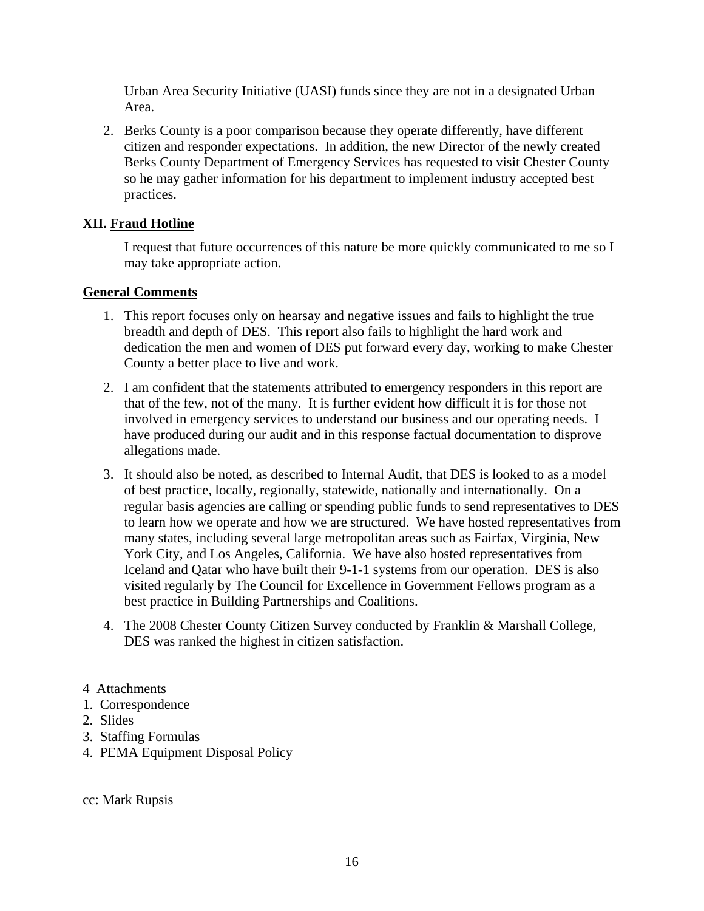Urban Area Security Initiative (UASI) funds since they are not in a designated Urban Area.

2. Berks County is a poor comparison because they operate differently, have different citizen and responder expectations. In addition, the new Director of the newly created Berks County Department of Emergency Services has requested to visit Chester County so he may gather information for his department to implement industry accepted best practices.

### XII. Fraud Hotline

I request that future occurrences of this nature be more quickly communicated to me so I may take appropriate action.

### General Comments

1. This report focuses only on hearsay and negative issues and fails to highlight the true breadth and depth of DES. This report also fails to highlight the hard work and dedication the men and women of DES put forward every day, working to make Chester County a better place to live and work.
2. I am confident that the statements attributed to emergency responders in this report are that of the few, not of the many. It is further evident how difficult it is for those not involved in emergency services to understand our business and our operating needs. I have produced during our audit and in this response factual documentation to disprove allegations made.
3. It should also be noted, as described to Internal Audit, that DES is looked to as a model of best practice, locally, regionally, statewide, nationally and internationally. On a regular basis agencies are calling or spending public funds to send representatives to DES to learn how we operate and how we are structured. We have hosted representatives from many states, including several large metropolitan areas such as Fairfax, Virginia, New York City, and Los Angeles, California. We have also hosted representatives from Iceland and Qatar who have built their 9-1-1 systems from our operation. DES is also visited regularly by The Council for Excellence in Government Fellows program as a best practice in Building Partnerships and Coalitions.
4. The 2008 Chester County Citizen Survey conducted by Franklin & Marshall College, DES was ranked the highest in citizen satisfaction.

4 Attachments

1. Correspondence
2. Slides
3. Staffing Formulas
4. PEMA Equipment Disposal Policy

cc: Mark Rupsis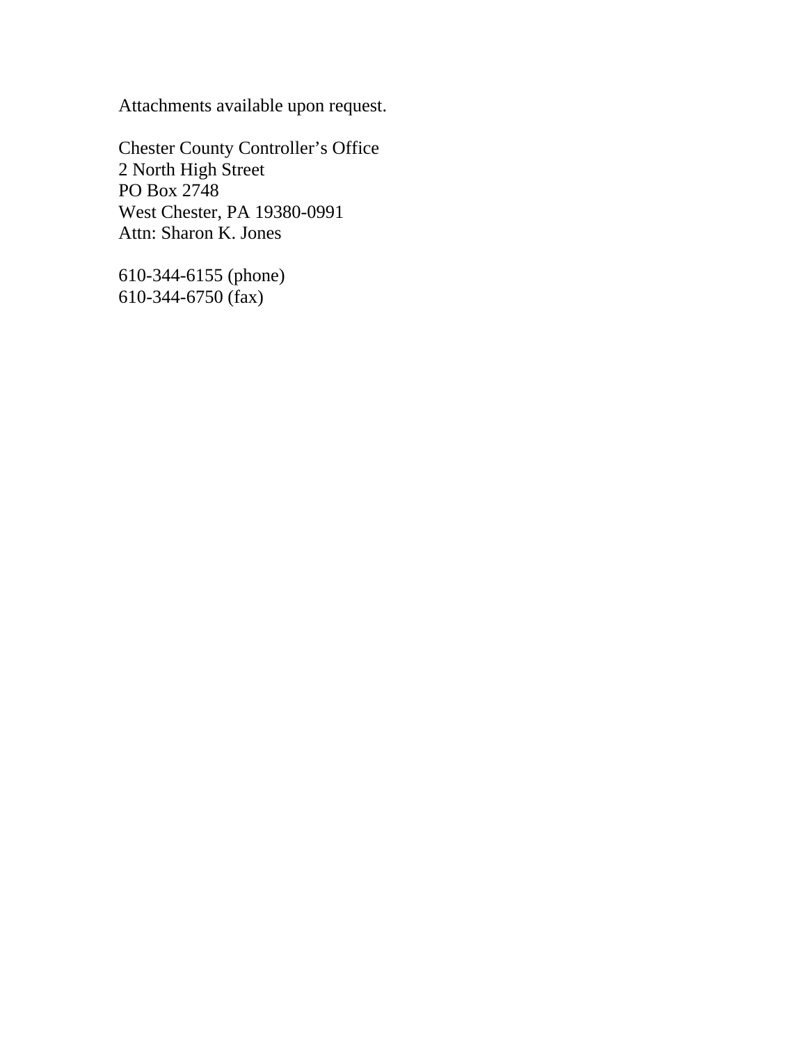Attachments available upon request.

Chester County Controller's Office
2 North High Street
PO Box 2748
West Chester, PA 19380-0991
Attn: Sharon K. Jones

610-344-6155 (phone)
610-344-6750 (fax)